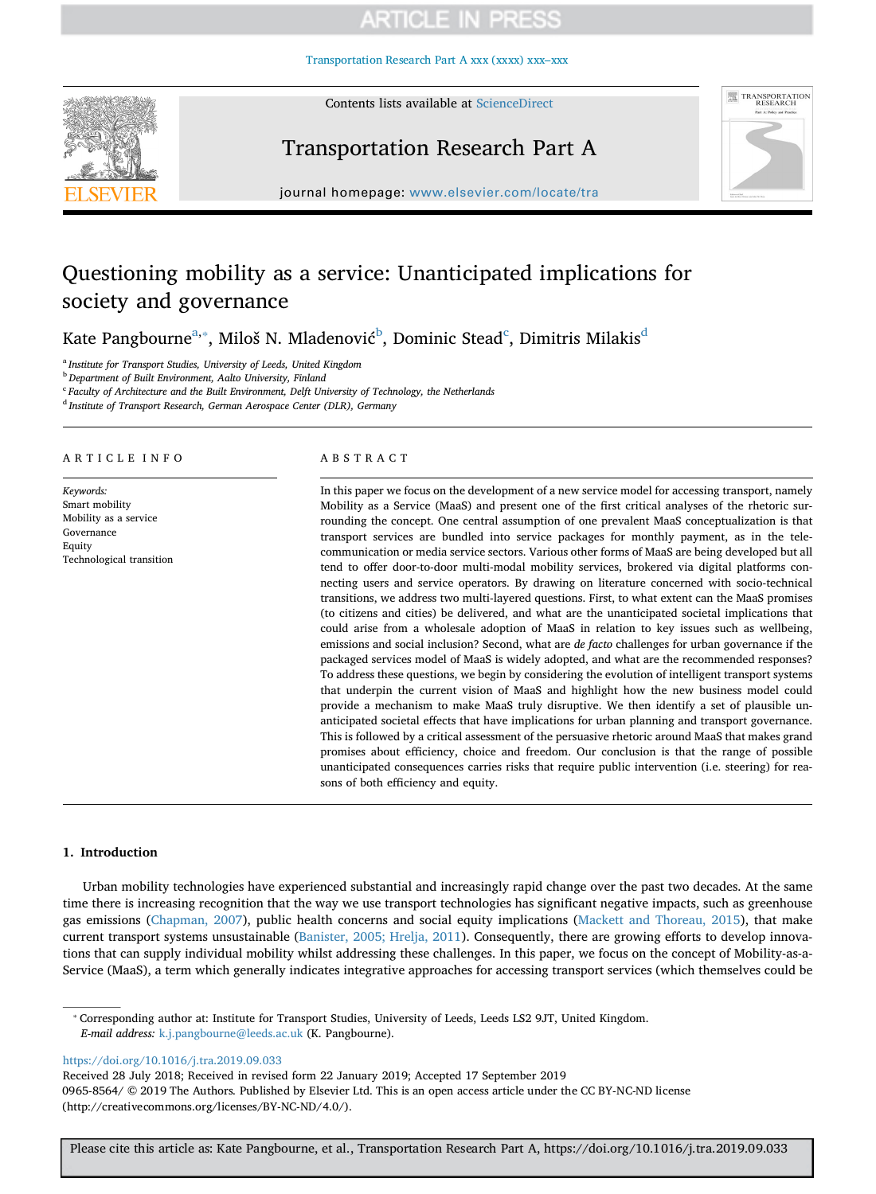# Questioning mobility as a service: Unanticipated implications for society and governance

Kate Pangbourne[a,*], Miloš N. Mladenović[b], Dominic Stead[c], Dimitris Milakis[d]

[a] Institute for Transport Studies, University of Leeds, United Kingdom
[b] Department of Built Environment, Aalto University, Finland
[c] Faculty of Architecture and the Built Environment, Delft University of Technology, the Netherlands
[d] Institute of Transport Research, German Aerospace Center (DLR), Germany

## ARTICLE INFO

*Keywords:*
Smart mobility
Mobility as a service
Governance
Equity
Technological transition

## ABSTRACT

In this paper we focus on the development of a new service model for accessing transport, namely Mobility as a Service (MaaS) and present one of the first critical analyses of the rhetoric surrounding the concept. One central assumption of one prevalent MaaS conceptualization is that transport services are bundled into service packages for monthly payment, as in the telecommunication or media service sectors. Various other forms of MaaS are being developed but all tend to offer door-to-door multi-modal mobility services, brokered via digital platforms connecting users and service operators. By drawing on literature concerned with socio-technical transitions, we address two multi-layered questions. First, to what extent can the MaaS promises (to citizens and cities) be delivered, and what are the unanticipated societal implications that could arise from a wholesale adoption of MaaS in relation to key issues such as wellbeing, emissions and social inclusion? Second, what are *de facto* challenges for urban governance if the packaged services model of MaaS is widely adopted, and what are the recommended responses? To address these questions, we begin by considering the evolution of intelligent transport systems that underpin the current vision of MaaS and highlight how the new business model could provide a mechanism to make MaaS truly disruptive. We then identify a set of plausible unanticipated societal effects that have implications for urban planning and transport governance. This is followed by a critical assessment of the persuasive rhetoric around MaaS that makes grand promises about efficiency, choice and freedom. Our conclusion is that the range of possible unanticipated consequences carries risks that require public intervention (i.e. steering) for reasons of both efficiency and equity.

## 1. Introduction

Urban mobility technologies have experienced substantial and increasingly rapid change over the past two decades. At the same time there is increasing recognition that the way we use transport technologies has significant negative impacts, such as greenhouse gas emissions (Chapman, 2007), public health concerns and social equity implications (Mackett and Thoreau, 2015), that make current transport systems unsustainable (Banister, 2005; Hrelja, 2011). Consequently, there are growing efforts to develop innovations that can supply individual mobility whilst addressing these challenges. In this paper, we focus on the concept of Mobility-as-a-Service (MaaS), a term which generally indicates integrative approaches for accessing transport services (which themselves could be

---

* Corresponding author at: Institute for Transport Studies, University of Leeds, Leeds LS2 9JT, United Kingdom.
*E-mail address:* k.j.pangbourne@leeds.ac.uk (K. Pangbourne).

https://doi.org/10.1016/j.tra.2019.09.033
Received 28 July 2018; Received in revised form 22 January 2019; Accepted 17 September 2019
0965-8564/ © 2019 The Authors. Published by Elsevier Ltd. This is an open access article under the CC BY-NC-ND license (http://creativecommons.org/licenses/BY-NC-ND/4.0/).

Please cite this article as: Kate Pangbourne, et al., Transportation Research Part A, https://doi.org/10.1016/j.tra.2019.09.033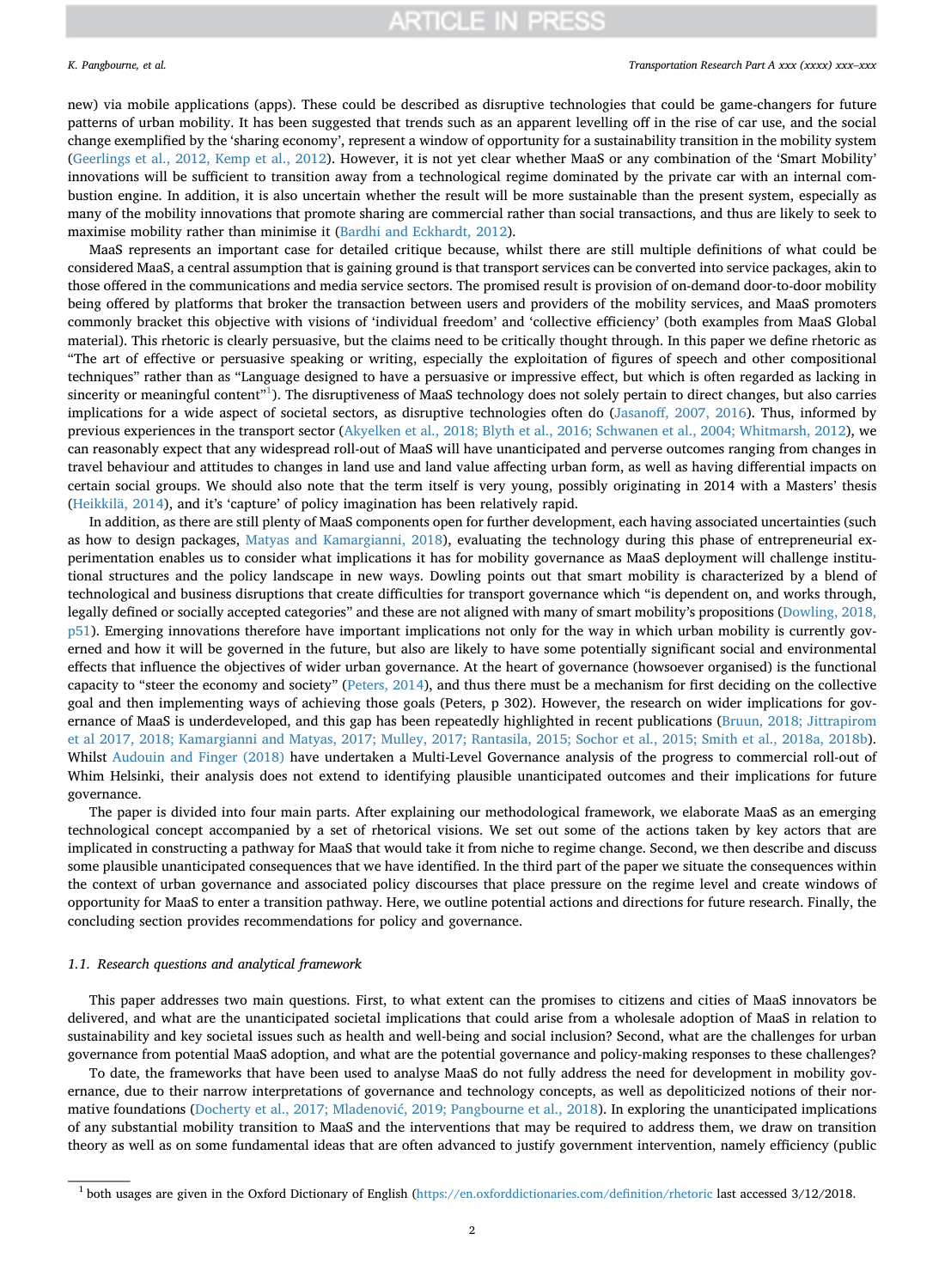new) via mobile applications (apps). These could be described as disruptive technologies that could be game-changers for future patterns of urban mobility. It has been suggested that trends such as an apparent levelling off in the rise of car use, and the social change exemplified by the 'sharing economy', represent a window of opportunity for a sustainability transition in the mobility system (Geerlings et al., 2012, Kemp et al., 2012). However, it is not yet clear whether MaaS or any combination of the 'Smart Mobility' innovations will be sufficient to transition away from a technological regime dominated by the private car with an internal combustion engine. In addition, it is also uncertain whether the result will be more sustainable than the present system, especially as many of the mobility innovations that promote sharing are commercial rather than social transactions, and thus are likely to seek to maximise mobility rather than minimise it (Bardhi and Eckhardt, 2012).

MaaS represents an important case for detailed critique because, whilst there are still multiple definitions of what could be considered MaaS, a central assumption that is gaining ground is that transport services can be converted into service packages, akin to those offered in the communications and media service sectors. The promised result is provision of on-demand door-to-door mobility being offered by platforms that broker the transaction between users and providers of the mobility services, and MaaS promoters commonly bracket this objective with visions of 'individual freedom' and 'collective efficiency' (both examples from MaaS Global material). This rhetoric is clearly persuasive, but the claims need to be critically thought through. In this paper we define rhetoric as "The art of effective or persuasive speaking or writing, especially the exploitation of figures of speech and other compositional techniques" rather than as "Language designed to have a persuasive or impressive effect, but which is often regarded as lacking in sincerity or meaningful content"[1]). The disruptiveness of MaaS technology does not solely pertain to direct changes, but also carries implications for a wide aspect of societal sectors, as disruptive technologies often do (Jasanoff, 2007, 2016). Thus, informed by previous experiences in the transport sector (Akyelken et al., 2018; Blyth et al., 2016; Schwanen et al., 2004; Whitmarsh, 2012), we can reasonably expect that any widespread roll-out of MaaS will have unanticipated and perverse outcomes ranging from changes in travel behaviour and attitudes to changes in land use and land value affecting urban form, as well as having differential impacts on certain social groups. We should also note that the term itself is very young, possibly originating in 2014 with a Masters' thesis (Heikkilä, 2014), and it's 'capture' of policy imagination has been relatively rapid.

In addition, as there are still plenty of MaaS components open for further development, each having associated uncertainties (such as how to design packages, Matyas and Kamargianni, 2018), evaluating the technology during this phase of entrepreneurial experimentation enables us to consider what implications it has for mobility governance as MaaS deployment will challenge institutional structures and the policy landscape in new ways. Dowling points out that smart mobility is characterized by a blend of technological and business disruptions that create difficulties for transport governance which "is dependent on, and works through, legally defined or socially accepted categories" and these are not aligned with many of smart mobility's propositions (Dowling, 2018, p51). Emerging innovations therefore have important implications not only for the way in which urban mobility is currently governed and how it will be governed in the future, but also are likely to have some potentially significant social and environmental effects that influence the objectives of wider urban governance. At the heart of governance (howsoever organised) is the functional capacity to "steer the economy and society" (Peters, 2014), and thus there must be a mechanism for first deciding on the collective goal and then implementing ways of achieving those goals (Peters, p 302). However, the research on wider implications for governance of MaaS is underdeveloped, and this gap has been repeatedly highlighted in recent publications (Bruun, 2018; Jittrapirom et al 2017, 2018; Kamargianni and Matyas, 2017; Mulley, 2017; Rantasila, 2015; Sochor et al., 2015; Smith et al., 2018a, 2018b). Whilst Audouin and Finger (2018) have undertaken a Multi-Level Governance analysis of the progress to commercial roll-out of Whim Helsinki, their analysis does not extend to identifying plausible unanticipated outcomes and their implications for future governance.

The paper is divided into four main parts. After explaining our methodological framework, we elaborate MaaS as an emerging technological concept accompanied by a set of rhetorical visions. We set out some of the actions taken by key actors that are implicated in constructing a pathway for MaaS that would take it from niche to regime change. Second, we then describe and discuss some plausible unanticipated consequences that we have identified. In the third part of the paper we situate the consequences within the context of urban governance and associated policy discourses that place pressure on the regime level and create windows of opportunity for MaaS to enter a transition pathway. Here, we outline potential actions and directions for future research. Finally, the concluding section provides recommendations for policy and governance.

### 1.1. Research questions and analytical framework

This paper addresses two main questions. First, to what extent can the promises to citizens and cities of MaaS innovators be delivered, and what are the unanticipated societal implications that could arise from a wholesale adoption of MaaS in relation to sustainability and key societal issues such as health and well-being and social inclusion? Second, what are the challenges for urban governance from potential MaaS adoption, and what are the potential governance and policy-making responses to these challenges?

To date, the frameworks that have been used to analyse MaaS do not fully address the need for development in mobility governance, due to their narrow interpretations of governance and technology concepts, as well as depoliticized notions of their normative foundations (Docherty et al., 2017; Mladenović, 2019; Pangbourne et al., 2018). In exploring the unanticipated implications of any substantial mobility transition to MaaS and the interventions that may be required to address them, we draw on transition theory as well as on some fundamental ideas that are often advanced to justify government intervention, namely efficiency (public

[1] both usages are given in the Oxford Dictionary of English (https://en.oxforddictionaries.com/definition/rhetoric last accessed 3/12/2018.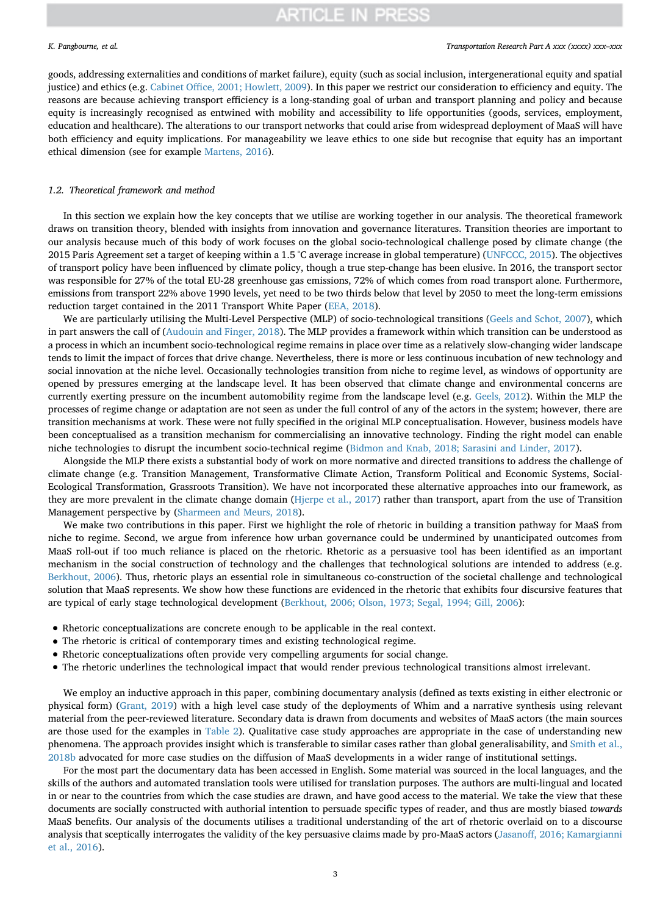goods, addressing externalities and conditions of market failure), equity (such as social inclusion, intergenerational equity and spatial justice) and ethics (e.g. Cabinet Office, 2001; Howlett, 2009). In this paper we restrict our consideration to efficiency and equity. The reasons are because achieving transport efficiency is a long-standing goal of urban and transport planning and policy and because equity is increasingly recognised as entwined with mobility and accessibility to life opportunities (goods, services, employment, education and healthcare). The alterations to our transport networks that could arise from widespread deployment of MaaS will have both efficiency and equity implications. For manageability we leave ethics to one side but recognise that equity has an important ethical dimension (see for example Martens, 2016).

### 1.2. Theoretical framework and method

In this section we explain how the key concepts that we utilise are working together in our analysis. The theoretical framework draws on transition theory, blended with insights from innovation and governance literatures. Transition theories are important to our analysis because much of this body of work focuses on the global socio-technological challenge posed by climate change (the 2015 Paris Agreement set a target of keeping within a 1.5 °C average increase in global temperature) (UNFCCC, 2015). The objectives of transport policy have been influenced by climate policy, though a true step-change has been elusive. In 2016, the transport sector was responsible for 27% of the total EU-28 greenhouse gas emissions, 72% of which comes from road transport alone. Furthermore, emissions from transport 22% above 1990 levels, yet need to be two thirds below that level by 2050 to meet the long-term emissions reduction target contained in the 2011 Transport White Paper (EEA, 2018).

We are particularly utilising the Multi-Level Perspective (MLP) of socio-technological transitions (Geels and Schot, 2007), which in part answers the call of (Audouin and Finger, 2018). The MLP provides a framework within which transition can be understood as a process in which an incumbent socio-technological regime remains in place over time as a relatively slow-changing wider landscape tends to limit the impact of forces that drive change. Nevertheless, there is more or less continuous incubation of new technology and social innovation at the niche level. Occasionally technologies transition from niche to regime level, as windows of opportunity are opened by pressures emerging at the landscape level. It has been observed that climate change and environmental concerns are currently exerting pressure on the incumbent automobility regime from the landscape level (e.g. Geels, 2012). Within the MLP the processes of regime change or adaptation are not seen as under the full control of any of the actors in the system; however, there are transition mechanisms at work. These were not fully specified in the original MLP conceptualisation. However, business models have been conceptualised as a transition mechanism for commercialising an innovative technology. Finding the right model can enable niche technologies to disrupt the incumbent socio-technical regime (Bidmon and Knab, 2018; Sarasini and Linder, 2017).

Alongside the MLP there exists a substantial body of work on more normative and directed transitions to address the challenge of climate change (e.g. Transition Management, Transformative Climate Action, Transform Political and Economic Systems, Social-Ecological Transformation, Grassroots Transition). We have not incorporated these alternative approaches into our framework, as they are more prevalent in the climate change domain (Hjerpe et al., 2017) rather than transport, apart from the use of Transition Management perspective by (Sharmeen and Meurs, 2018).

We make two contributions in this paper. First we highlight the role of rhetoric in building a transition pathway for MaaS from niche to regime. Second, we argue from inference how urban governance could be undermined by unanticipated outcomes from MaaS roll-out if too much reliance is placed on the rhetoric. Rhetoric as a persuasive tool has been identified as an important mechanism in the social construction of technology and the challenges that technological solutions are intended to address (e.g. Berkhout, 2006). Thus, rhetoric plays an essential role in simultaneous co-construction of the societal challenge and technological solution that MaaS represents. We show how these functions are evidenced in the rhetoric that exhibits four discursive features that are typical of early stage technological development (Berkhout, 2006; Olson, 1973; Segal, 1994; Gill, 2006):

- Rhetoric conceptualizations are concrete enough to be applicable in the real context.
- The rhetoric is critical of contemporary times and existing technological regime.
- Rhetoric conceptualizations often provide very compelling arguments for social change.
- The rhetoric underlines the technological impact that would render previous technological transitions almost irrelevant.

We employ an inductive approach in this paper, combining documentary analysis (defined as texts existing in either electronic or physical form) (Grant, 2019) with a high level case study of the deployments of Whim and a narrative synthesis using relevant material from the peer-reviewed literature. Secondary data is drawn from documents and websites of MaaS actors (the main sources are those used for the examples in Table 2). Qualitative case study approaches are appropriate in the case of understanding new phenomena. The approach provides insight which is transferable to similar cases rather than global generalisability, and Smith et al., 2018b advocated for more case studies on the diffusion of MaaS developments in a wider range of institutional settings.

For the most part the documentary data has been accessed in English. Some material was sourced in the local languages, and the skills of the authors and automated translation tools were utilised for translation purposes. The authors are multi-lingual and located in or near to the countries from which the case studies are drawn, and have good access to the material. We take the view that these documents are socially constructed with authorial intention to persuade specific types of reader, and thus are mostly biased *towards* MaaS benefits. Our analysis of the documents utilises a traditional understanding of the art of rhetoric overlaid on to a discourse analysis that sceptically interrogates the validity of the key persuasive claims made by pro-MaaS actors (Jasanoff, 2016; Kamargianni et al., 2016).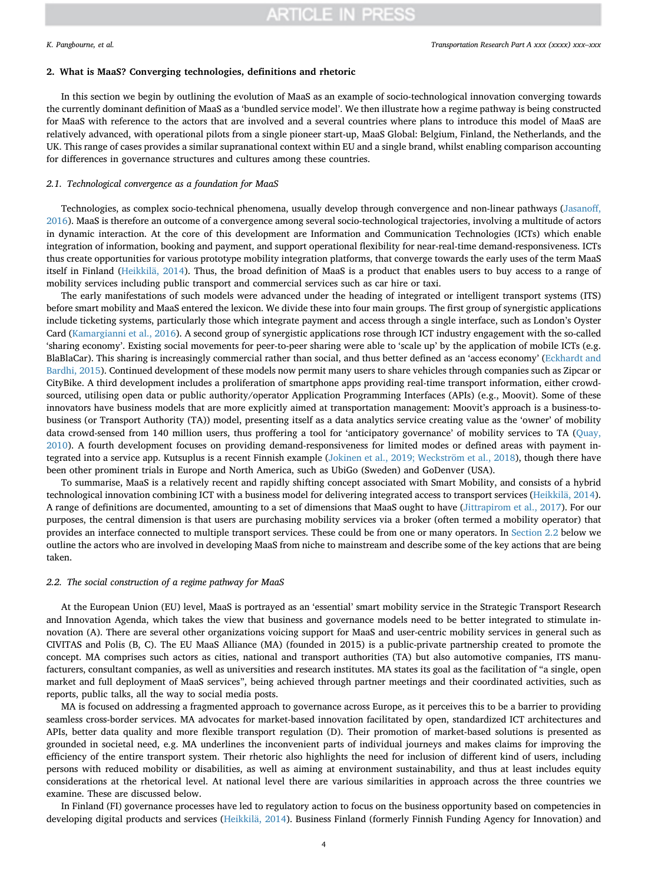## 2. What is MaaS? Converging technologies, definitions and rhetoric

In this section we begin by outlining the evolution of MaaS as an example of socio-technological innovation converging towards the currently dominant definition of MaaS as a 'bundled service model'. We then illustrate how a regime pathway is being constructed for MaaS with reference to the actors that are involved and a several countries where plans to introduce this model of MaaS are relatively advanced, with operational pilots from a single pioneer start-up, MaaS Global: Belgium, Finland, the Netherlands, and the UK. This range of cases provides a similar supranational context within EU and a single brand, whilst enabling comparison accounting for differences in governance structures and cultures among these countries.

### 2.1. Technological convergence as a foundation for MaaS

Technologies, as complex socio-technical phenomena, usually develop through convergence and non-linear pathways (Jasanoff, 2016). MaaS is therefore an outcome of a convergence among several socio-technological trajectories, involving a multitude of actors in dynamic interaction. At the core of this development are Information and Communication Technologies (ICTs) which enable integration of information, booking and payment, and support operational flexibility for near-real-time demand-responsiveness. ICTs thus create opportunities for various prototype mobility integration platforms, that converge towards the early uses of the term MaaS itself in Finland (Heikkilä, 2014). Thus, the broad definition of MaaS is a product that enables users to buy access to a range of mobility services including public transport and commercial services such as car hire or taxi.

The early manifestations of such models were advanced under the heading of integrated or intelligent transport systems (ITS) before smart mobility and MaaS entered the lexicon. We divide these into four main groups. The first group of synergistic applications include ticketing systems, particularly those which integrate payment and access through a single interface, such as London's Oyster Card (Kamargianni et al., 2016). A second group of synergistic applications rose through ICT industry engagement with the so-called 'sharing economy'. Existing social movements for peer-to-peer sharing were able to 'scale up' by the application of mobile ICTs (e.g. BlaBlaCar). This sharing is increasingly commercial rather than social, and thus better defined as an 'access economy' (Eckhardt and Bardhi, 2015). Continued development of these models now permit many users to share vehicles through companies such as Zipcar or CityBike. A third development includes a proliferation of smartphone apps providing real-time transport information, either crowd-sourced, utilising open data or public authority/operator Application Programming Interfaces (APIs) (e.g., Moovit). Some of these innovators have business models that are more explicitly aimed at transportation management: Moovit's approach is a business-to-business (or Transport Authority (TA)) model, presenting itself as a data analytics service creating value as the 'owner' of mobility data crowd-sensed from 140 million users, thus profferring a tool for 'anticipatory governance' of mobility services to TA (Quay, 2010). A fourth development focuses on providing demand-responsiveness for limited modes or defined areas with payment integrated into a service app. Kutsuplus is a recent Finnish example (Jokinen et al., 2019; Weckström et al., 2018), though there have been other prominent trials in Europe and North America, such as UbiGo (Sweden) and GoDenver (USA).

To summarise, MaaS is a relatively recent and rapidly shifting concept associated with Smart Mobility, and consists of a hybrid technological innovation combining ICT with a business model for delivering integrated access to transport services (Heikkilä, 2014). A range of definitions are documented, amounting to a set of dimensions that MaaS ought to have (Jittrapirom et al., 2017). For our purposes, the central dimension is that users are purchasing mobility services via a broker (often termed a mobility operator) that provides an interface connected to multiple transport services. These could be from one or many operators. In Section 2.2 below we outline the actors who are involved in developing MaaS from niche to mainstream and describe some of the key actions that are being taken.

### 2.2. The social construction of a regime pathway for MaaS

At the European Union (EU) level, MaaS is portrayed as an 'essential' smart mobility service in the Strategic Transport Research and Innovation Agenda, which takes the view that business and governance models need to be better integrated to stimulate innovation (A). There are several other organizations voicing support for MaaS and user-centric mobility services in general such as CIVITAS and Polis (B, C). The EU MaaS Alliance (MA) (founded in 2015) is a public-private partnership created to promote the concept. MA comprises such actors as cities, national and transport authorities (TA) but also automotive companies, ITS manufacturers, consultant companies, as well as universities and research institutes. MA states its goal as the facilitation of "a single, open market and full deployment of MaaS services", being achieved through partner meetings and their coordinated activities, such as reports, public talks, all the way to social media posts.

MA is focused on addressing a fragmented approach to governance across Europe, as it perceives this to be a barrier to providing seamless cross-border services. MA advocates for market-based innovation facilitated by open, standardized ICT architectures and APIs, better data quality and more flexible transport regulation (D). Their promotion of market-based solutions is presented as grounded in societal need, e.g. MA underlines the inconvenient parts of individual journeys and makes claims for improving the efficiency of the entire transport system. Their rhetoric also highlights the need for inclusion of different kind of users, including persons with reduced mobility or disabilities, as well as aiming at environment sustainability, and thus at least includes equity considerations at the rhetorical level. At national level there are various similarities in approach across the three countries we examine. These are discussed below.

In Finland (FI) governance processes have led to regulatory action to focus on the business opportunity based on competencies in developing digital products and services (Heikkilä, 2014). Business Finland (formerly Finnish Funding Agency for Innovation) and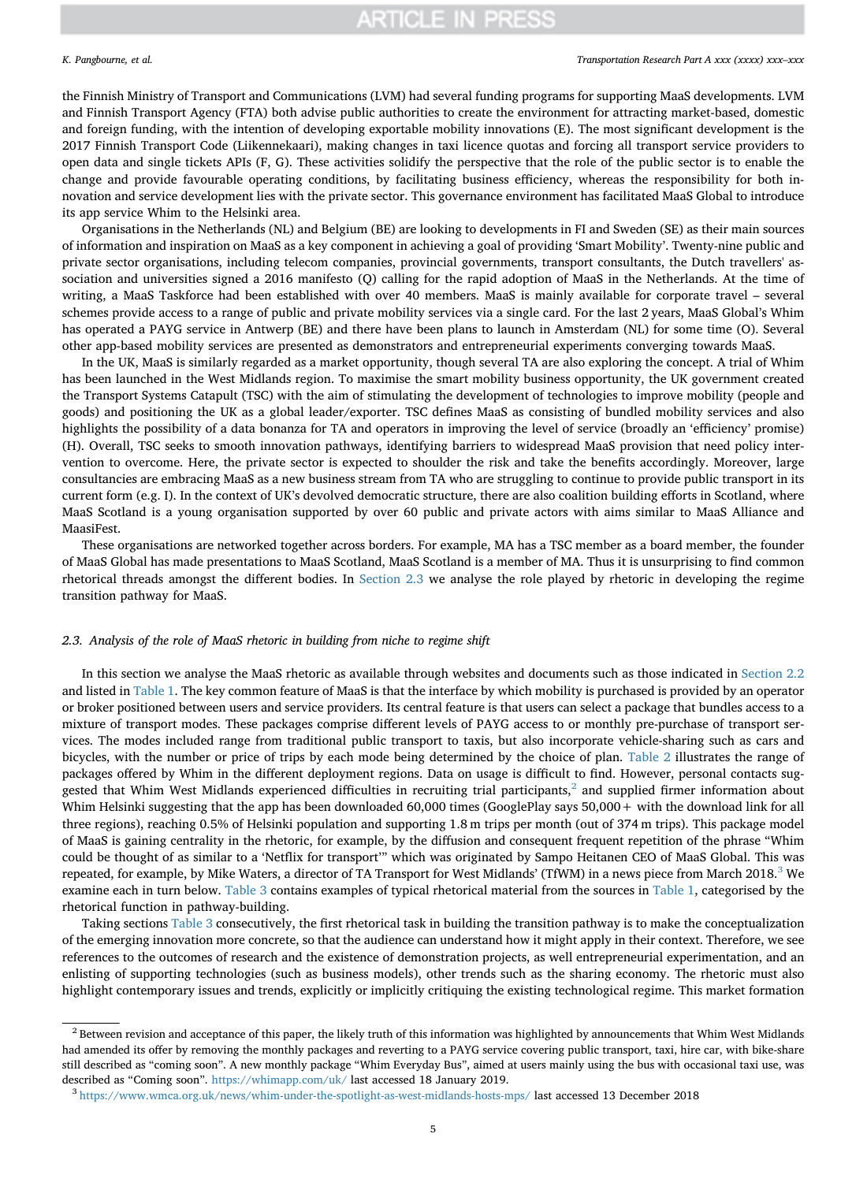the Finnish Ministry of Transport and Communications (LVM) had several funding programs for supporting MaaS developments. LVM and Finnish Transport Agency (FTA) both advise public authorities to create the environment for attracting market-based, domestic and foreign funding, with the intention of developing exportable mobility innovations (E). The most significant development is the 2017 Finnish Transport Code (Liikennekaari), making changes in taxi licence quotas and forcing all transport service providers to open data and single tickets APIs (F, G). These activities solidify the perspective that the role of the public sector is to enable the change and provide favourable operating conditions, by facilitating business efficiency, whereas the responsibility for both innovation and service development lies with the private sector. This governance environment has facilitated MaaS Global to introduce its app service Whim to the Helsinki area.

Organisations in the Netherlands (NL) and Belgium (BE) are looking to developments in FI and Sweden (SE) as their main sources of information and inspiration on MaaS as a key component in achieving a goal of providing 'Smart Mobility'. Twenty-nine public and private sector organisations, including telecom companies, provincial governments, transport consultants, the Dutch travellers' association and universities signed a 2016 manifesto (Q) calling for the rapid adoption of MaaS in the Netherlands. At the time of writing, a MaaS Taskforce had been established with over 40 members. MaaS is mainly available for corporate travel – several schemes provide access to a range of public and private mobility services via a single card. For the last 2 years, MaaS Global's Whim has operated a PAYG service in Antwerp (BE) and there have been plans to launch in Amsterdam (NL) for some time (O). Several other app-based mobility services are presented as demonstrators and entrepreneurial experiments converging towards MaaS.

In the UK, MaaS is similarly regarded as a market opportunity, though several TA are also exploring the concept. A trial of Whim has been launched in the West Midlands region. To maximise the smart mobility business opportunity, the UK government created the Transport Systems Catapult (TSC) with the aim of stimulating the development of technologies to improve mobility (people and goods) and positioning the UK as a global leader/exporter. TSC defines MaaS as consisting of bundled mobility services and also highlights the possibility of a data bonanza for TA and operators in improving the level of service (broadly an 'efficiency' promise) (H). Overall, TSC seeks to smooth innovation pathways, identifying barriers to widespread MaaS provision that need policy intervention to overcome. Here, the private sector is expected to shoulder the risk and take the benefits accordingly. Moreover, large consultancies are embracing MaaS as a new business stream from TA who are struggling to continue to provide public transport in its current form (e.g. I). In the context of UK's devolved democratic structure, there are also coalition building efforts in Scotland, where MaaS Scotland is a young organisation supported by over 60 public and private actors with aims similar to MaaS Alliance and MaasiFest.

These organisations are networked together across borders. For example, MA has a TSC member as a board member, the founder of MaaS Global has made presentations to MaaS Scotland, MaaS Scotland is a member of MA. Thus it is unsurprising to find common rhetorical threads amongst the different bodies. In Section 2.3 we analyse the role played by rhetoric in developing the regime transition pathway for MaaS.

### 2.3. Analysis of the role of MaaS rhetoric in building from niche to regime shift

In this section we analyse the MaaS rhetoric as available through websites and documents such as those indicated in Section 2.2 and listed in Table 1. The key common feature of MaaS is that the interface by which mobility is purchased is provided by an operator or broker positioned between users and service providers. Its central feature is that users can select a package that bundles access to a mixture of transport modes. These packages comprise different levels of PAYG access to or monthly pre-purchase of transport services. The modes included range from traditional public transport to taxis, but also incorporate vehicle-sharing such as cars and bicycles, with the number or price of trips by each mode being determined by the choice of plan. Table 2 illustrates the range of packages offered by Whim in the different deployment regions. Data on usage is difficult to find. However, personal contacts suggested that Whim West Midlands experienced difficulties in recruiting trial participants,[2] and supplied firmer information about Whim Helsinki suggesting that the app has been downloaded 60,000 times (GooglePlay says 50,000+ with the download link for all three regions), reaching 0.5% of Helsinki population and supporting 1.8 m trips per month (out of 374 m trips). This package model of MaaS is gaining centrality in the rhetoric, for example, by the diffusion and consequent frequent repetition of the phrase "Whim could be thought of as similar to a 'Netflix for transport'" which was originated by Sampo Heitanen CEO of MaaS Global. This was repeated, for example, by Mike Waters, a director of TA Transport for West Midlands' (TfWM) in a news piece from March 2018.[3] We examine each in turn below. Table 3 contains examples of typical rhetorical material from the sources in Table 1, categorised by the rhetorical function in pathway-building.

Taking sections Table 3 consecutively, the first rhetorical task in building the transition pathway is to make the conceptualization of the emerging innovation more concrete, so that the audience can understand how it might apply in their context. Therefore, we see references to the outcomes of research and the existence of demonstration projects, as well entrepreneurial experimentation, and an enlisting of supporting technologies (such as business models), other trends such as the sharing economy. The rhetoric must also highlight contemporary issues and trends, explicitly or implicitly critiquing the existing technological regime. This market formation

[2] Between revision and acceptance of this paper, the likely truth of this information was highlighted by announcements that Whim West Midlands had amended its offer by removing the monthly packages and reverting to a PAYG service covering public transport, taxi, hire car, with bike-share still described as "coming soon". A new monthly package "Whim Everyday Bus", aimed at users mainly using the bus with occasional taxi use, was described as "Coming soon". https://whimapp.com/uk/ last accessed 18 January 2019.

[3] https://www.wmca.org.uk/news/whim-under-the-spotlight-as-west-midlands-hosts-mps/ last accessed 13 December 2018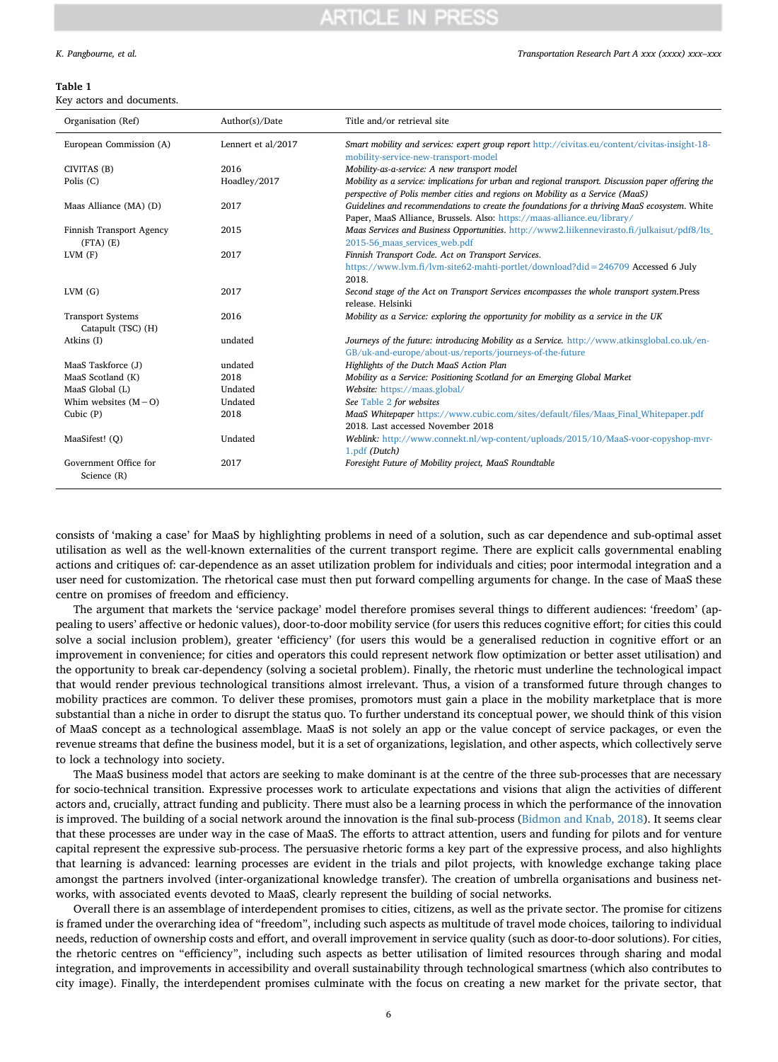**Table 1**
Key actors and documents.

| Organisation (Ref) | Author(s)/Date | Title and/or retrieval site |
|---|---|---|
| European Commission (A) | Lennert et al/2017 | *Smart mobility and services: expert group report* http://civitas.eu/content/civitas-insight-18-mobility-service-new-transport-model |
| CIVITAS (B) | 2016 | *Mobility-as-a-service: A new transport model* |
| Polis (C) | Hoadley/2017 | *Mobility as a service: implications for urban and regional transport. Discussion paper offering the perspective of Polis member cities and regions on Mobility as a Service (MaaS)* |
| Maas Alliance (MA) (D) | 2017 | *Guidelines and recommendations to create the foundations for a thriving MaaS ecosystem.* White Paper, MaaS Alliance, Brussels. Also: https://maas-alliance.eu/library/ |
| Finnish Transport Agency (FTA) (E) | 2015 | *Maas Services and Business Opportunities.* http://www2.liikennevirasto.fi/julkaisut/pdf8/lts_2015-56_maas_services_web.pdf |
| LVM (F) | 2017 | *Finnish Transport Code. Act on Transport Services.* https://www.lvm.fi/lvm-site62-mahti-portlet/download?did=246709 Accessed 6 July 2018. |
| LVM (G) | 2017 | *Second stage of the Act on Transport Services encompasses the whole transport system.*Press release. Helsinki |
| Transport Systems Catapult (TSC) (H) | 2016 | *Mobility as a Service: exploring the opportunity for mobility as a service in the UK* |
| Atkins (I) | undated | *Journeys of the future: introducing Mobility as a Service.* http://www.atkinsglobal.co.uk/en-GB/uk-and-europe/about-us/reports/journeys-of-the-future |
| MaaS Taskforce (J) | undated | *Highlights of the Dutch MaaS Action Plan* |
| MaaS Scotland (K) | 2018 | *Mobility as a Service: Positioning Scotland for an Emerging Global Market* |
| MaaS Global (L) | Undated | *Website:* https://maas.global/ |
| Whim websites (M−O) | Undated | *See* Table 2 *for websites* |
| Cubic (P) | 2018 | *MaaS Whitepaper* https://www.cubic.com/sites/default/files/Maas_Final_Whitepaper.pdf 2018. Last accessed November 2018 |
| MaaSifest! (Q) | Undated | *Weblink:* http://www.connekt.nl/wp-content/uploads/2015/10/MaaS-voor-copyshop-mvr-1.pdf *(Dutch)* |
| Government Office for Science (R) | 2017 | *Foresight Future of Mobility project, MaaS Roundtable* |

consists of 'making a case' for MaaS by highlighting problems in need of a solution, such as car dependence and sub-optimal asset utilisation as well as the well-known externalities of the current transport regime. There are explicit calls governmental enabling actions and critiques of: car-dependence as an asset utilization problem for individuals and cities; poor intermodal integration and a user need for customization. The rhetorical case must then put forward compelling arguments for change. In the case of MaaS these centre on promises of freedom and efficiency.

The argument that markets the 'service package' model therefore promises several things to different audiences: 'freedom' (appealing to users' affective or hedonic values), door-to-door mobility service (for users this reduces cognitive effort; for cities this could solve a social inclusion problem), greater 'efficiency' (for users this would be a generalised reduction in cognitive effort or an improvement in convenience; for cities and operators this could represent network flow optimization or better asset utilisation) and the opportunity to break car-dependency (solving a societal problem). Finally, the rhetoric must underline the technological impact that would render previous technological transitions almost irrelevant. Thus, a vision of a transformed future through changes to mobility practices are common. To deliver these promises, promotors must gain a place in the mobility marketplace that is more substantial than a niche in order to disrupt the status quo. To further understand its conceptual power, we should think of this vision of MaaS concept as a technological assemblage. MaaS is not solely an app or the value concept of service packages, or even the revenue streams that define the business model, but it is a set of organizations, legislation, and other aspects, which collectively serve to lock a technology into society.

The MaaS business model that actors are seeking to make dominant is at the centre of the three sub-processes that are necessary for socio-technical transition. Expressive processes work to articulate expectations and visions that align the activities of different actors and, crucially, attract funding and publicity. There must also be a learning process in which the performance of the innovation is improved. The building of a social network around the innovation is the final sub-process (Bidmon and Knab, 2018). It seems clear that these processes are under way in the case of MaaS. The efforts to attract attention, users and funding for pilots and for venture capital represent the expressive sub-process. The persuasive rhetoric forms a key part of the expressive process, and also highlights that learning is advanced: learning processes are evident in the trials and pilot projects, with knowledge exchange taking place amongst the partners involved (inter-organizational knowledge transfer). The creation of umbrella organisations and business networks, with associated events devoted to MaaS, clearly represent the building of social networks.

Overall there is an assemblage of interdependent promises to cities, citizens, as well as the private sector. The promise for citizens is framed under the overarching idea of "freedom", including such aspects as multitude of travel mode choices, tailoring to individual needs, reduction of ownership costs and effort, and overall improvement in service quality (such as door-to-door solutions). For cities, the rhetoric centres on "efficiency", including such aspects as better utilisation of limited resources through sharing and modal integration, and improvements in accessibility and overall sustainability through technological smartness (which also contributes to city image). Finally, the interdependent promises culminate with the focus on creating a new market for the private sector, that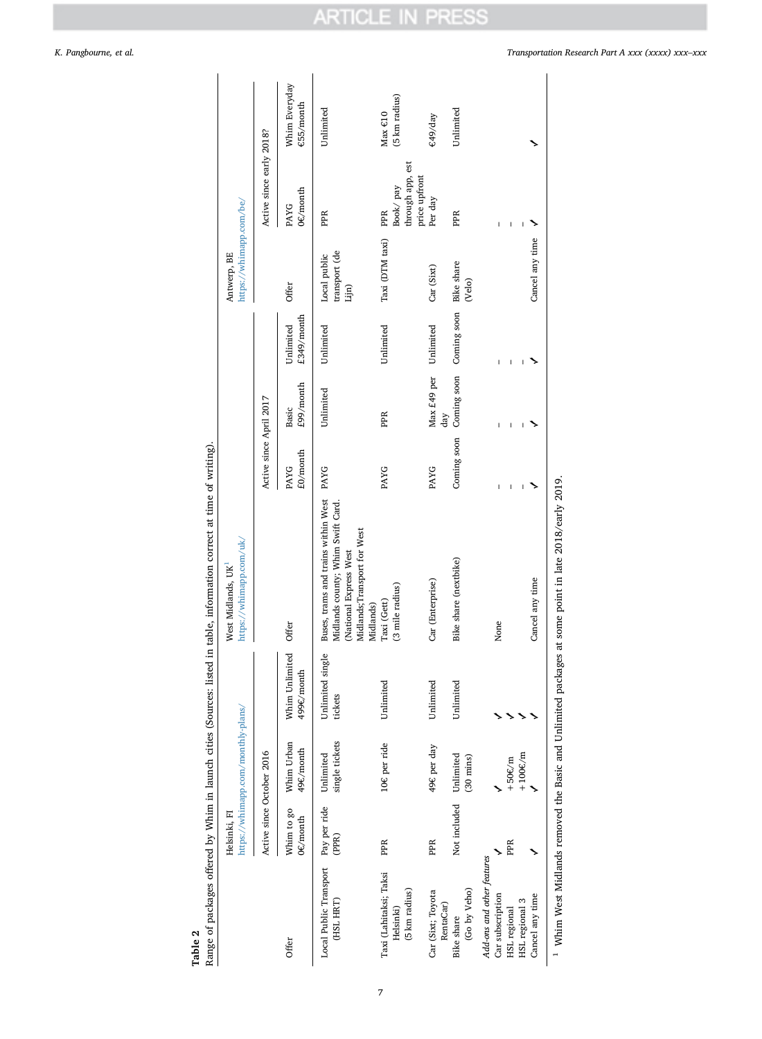**Table 2**

Range of packages offered by Whim in launch cities (Sources: listed in table, information correct at time of writing).

| Offer | Helsinki, FI https://whimapp.com/monthly-plans/ | | | West Midlands, UK[1] https://whimapp.com/uk/ | | | | Antwerp, BE https://whimapp.com/be/ | | |
|---|---|---|---|---|---|---|---|---|---|---|
| | Active since October 2016 | | | | Active since April 2017 | | | | Active since early 2018? | |
| | Whim to go 0€/month | Whim Urban 49€/month | Whim Unlimited 499€/month | Offer | PAYG £0/month | Basic £99/month | Unlimited £349/month | Offer | PAYG 0€/month | Whim Everyday €55/month |
| Local Public Transport (HSL HRT) | Pay per ride (PPR) | Unlimited single tickets | Unlimited single tickets | Buses, trams and trains within West Midlands county; Whim Swift Card. (National Express West Midlands;Transport for West Midlands) | PAYG | Unlimited | Unlimited | Local public transport (de Lijn) | PPR | Unlimited |
| Taxi (Lahitaksi; Taksi Helsinki) (5 km radius) | PPR | 10€ per ride | Unlimited | Taxi (Gett) (3 mile radius) | PAYG | PPR | Unlimited | Taxi (DTM taxi) | PPR Book/ pay through app, est price upfront | Max €10 (5 km radius) |
| Car (Sixt; Toyota RentaCar) | PPR | 49€ per day | Unlimited | Car (Enterprise) | PAYG | Max £49 per day | Unlimited | Car (Sixt) | Per day | €49/day |
| Bike share (Go by Veho) | Not included | Unlimited (30 mins) | Unlimited | Bike share (nextbike) | Coming soon | Coming soon | Coming soon | Bike share (Velo) | PPR | Unlimited |
| *Add-ons and other features* | | | | | | | | | | |
| Car subscription | ✓ | ✓ | ✓ | None | – | – | – | | – | |
| HSL regional | PPR | +50€/m | ✓ | | – | – | – | | – | |
| HSL regional 3 | | +100€/m | ✓ | | – | – | – | | – | |
| Cancel any time | ✓ | ✓ | ✓ | Cancel any time | ✓ | ✓ | ✓ | Cancel any time | ✓ | ✓ |

[1] Whim West Midlands removed the Basic and Unlimited packages at some point in late 2018/early 2019.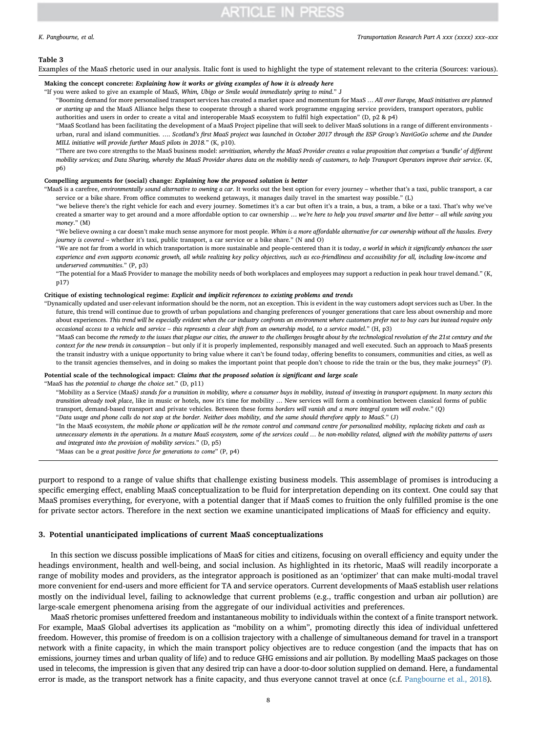**Table 3**

Examples of the MaaS rhetoric used in our analysis. Italic font is used to highlight the type of statement relevant to the criteria (Sources: various).

**Making the concept concrete: *Explaining how it works or giving examples of how it is already here***

"If you were asked to give an example of MaaS, *Whim, Ubigo or Smile would immediately spring to mind*." J

"Booming demand for more personalised transport services has created a market space and momentum for MaaS … *All over Europe, MaaS initiatives are planned or starting up* and the MaaS Alliance helps these to cooperate through a shared work programme engaging service providers, transport operators, public authorities and users in order to create a vital and interoperable MaaS ecosystem to fulfil high expectation" (D, p2 & p4)

"MaaS Scotland has been facilitating the development of a MaaS Project pipeline that will seek to deliver MaaS solutions in a range of different environments - urban, rural and island communities. …. *Scotland's first MaaS project was launched in October 2017 through the ESP Group's NaviGoGo scheme and the Dundee MILL initiative will provide further MaaS pilots in 2018.*" (K, p10).

"There are two core strengths to the MaaS business model: *servitisation, whereby the MaaS Provider creates a value proposition that comprises a 'bundle' of different mobility services; and Data Sharing, whereby the MaaS Provider shares data on the mobility needs of customers, to help Transport Operators improve their service*. (K, p6)

**Compelling arguments for (social) change: *Explaining how the proposed solution is better***

"MaaS is a carefree, *environmentally sound alternative to owning a car*. It works out the best option for every journey – whether that's a taxi, public transport, a car service or a bike share. From office commutes to weekend getaways, it manages daily travel in the smartest way possible." (L)

"we believe there's the right vehicle for each and every journey. Sometimes it's a car but often it's a train, a bus, a tram, a bike or a taxi. That's why we've created a smarter way to get around and a more affordable option to car ownership … *we're here to help you travel smarter and live better – all while saving you money*." (M)

"We believe owning a car doesn't make much sense anymore for most people. *Whim is a more affordable alternative for car ownership without all the hassles. Every journey is covered* – whether it's taxi, public transport, a car service or a bike share." (N and O)

"We are not far from a world in which transportation is more sustainable and people-centered than it is today, *a world in which it significantly enhances the user experience and even supports economic growth, all while realizing key policy objectives, such as eco-friendliness and accessibility for all, including low-income and underserved communities*." (P, p3)

"The potential for a MaaS Provider to manage the mobility needs of both workplaces and employees may support a reduction in peak hour travel demand." (K, p17)

**Critique of existing technological regime: *Explicit and implicit references to existing problems and trends***

"Dynamically updated and user-relevant information should be the norm, not an exception. This is evident in the way customers adopt services such as Uber. In the future, this trend will continue due to growth of urban populations and changing preferences of younger generations that care less about ownership and more about experiences. *This trend will be especially evident when the car industry confronts an environment where customers prefer not to buy cars but instead require only occasional access to a vehicle and service – this represents a clear shift from an ownership model, to a service model*." (H, p3)

"MaaS can become *the remedy to the issues that plague our cities, the answer to the challenges brought about by the technological revolution of the 21st century and the context for the new trends in consumption* – but only if it is properly implemented, responsibly managed and well executed. Such an approach to MaaS presents the transit industry with a unique opportunity to bring value where it can't be found today, offering benefits to consumers, communities and cities, as well as to the transit agencies themselves, and in doing so makes the important point that people don't choose to ride the train or the bus, they make journeys" (P).

**Potential scale of the technological impact: *Claims that the proposed solution is significant and large scale***

"MaaS has *the potential to change the choice set*." (D, p11)

"Mobility as a Service (MaaS) *stands for a transition in mobility, where a consumer buys in mobility, instead of investing in transport equipment*. In *many sectors this transition already took place*, like in music or hotels, now it's time for mobility … New services will form a combination between classical forms of public transport, demand-based transport and private vehicles. Between these forms *borders will vanish and a more integral system will evolve*." (Q)

"*Data usage and phone calls do not stop at the border. Neither does mobility, and the same should therefore apply to MaaS*." (J)

"In the MaaS ecosystem, *the mobile phone or application will be the remote control and command centre for personalized mobility, replacing tickets and cash as unnecessary elements in the operations. In a mature MaaS ecosystem, some of the services could … be non-mobility related, aligned with the mobility patterns of users and integrated into the provision of mobility services*." (D, p5)

"Maas can be *a great positive force for generations to come*" (P, p4)

purport to respond to a range of value shifts that challenge existing business models. This assemblage of promises is introducing a specific emerging effect, enabling MaaS conceptualization to be fluid for interpretation depending on its context. One could say that MaaS promises everything, for everyone, with a potential danger that if MaaS comes to fruition the only fulfilled promise is the one for private sector actors. Therefore in the next section we examine unanticipated implications of MaaS for efficiency and equity.

## 3. Potential unanticipated implications of current MaaS conceptualizations

In this section we discuss possible implications of MaaS for cities and citizens, focusing on overall efficiency and equity under the headings environment, health and well-being, and social inclusion. As highlighted in its rhetoric, MaaS will readily incorporate a range of mobility modes and providers, as the integrator approach is positioned as an 'optimizer' that can make multi-modal travel more convenient for end-users and more efficient for TA and service operators. Current developments of MaaS establish user relations mostly on the individual level, failing to acknowledge that current problems (e.g., traffic congestion and urban air pollution) are large-scale emergent phenomena arising from the aggregate of our individual activities and preferences.

MaaS rhetoric promises unfettered freedom and instantaneous mobility to individuals within the context of a finite transport network. For example, MaaS Global advertises its application as "mobility on a whim", promoting directly this idea of individual unfettered freedom. However, this promise of freedom is on a collision trajectory with a challenge of simultaneous demand for travel in a transport network with a finite capacity, in which the main transport policy objectives are to reduce congestion (and the impacts that has on emissions, journey times and urban quality of life) and to reduce GHG emissions and air pollution. By modelling MaaS packages on those used in telecoms, the impression is given that any desired trip can have a door-to-door solution supplied on demand. Here, a fundamental error is made, as the transport network has a finite capacity, and thus everyone cannot travel at once (c.f. Pangbourne et al., 2018).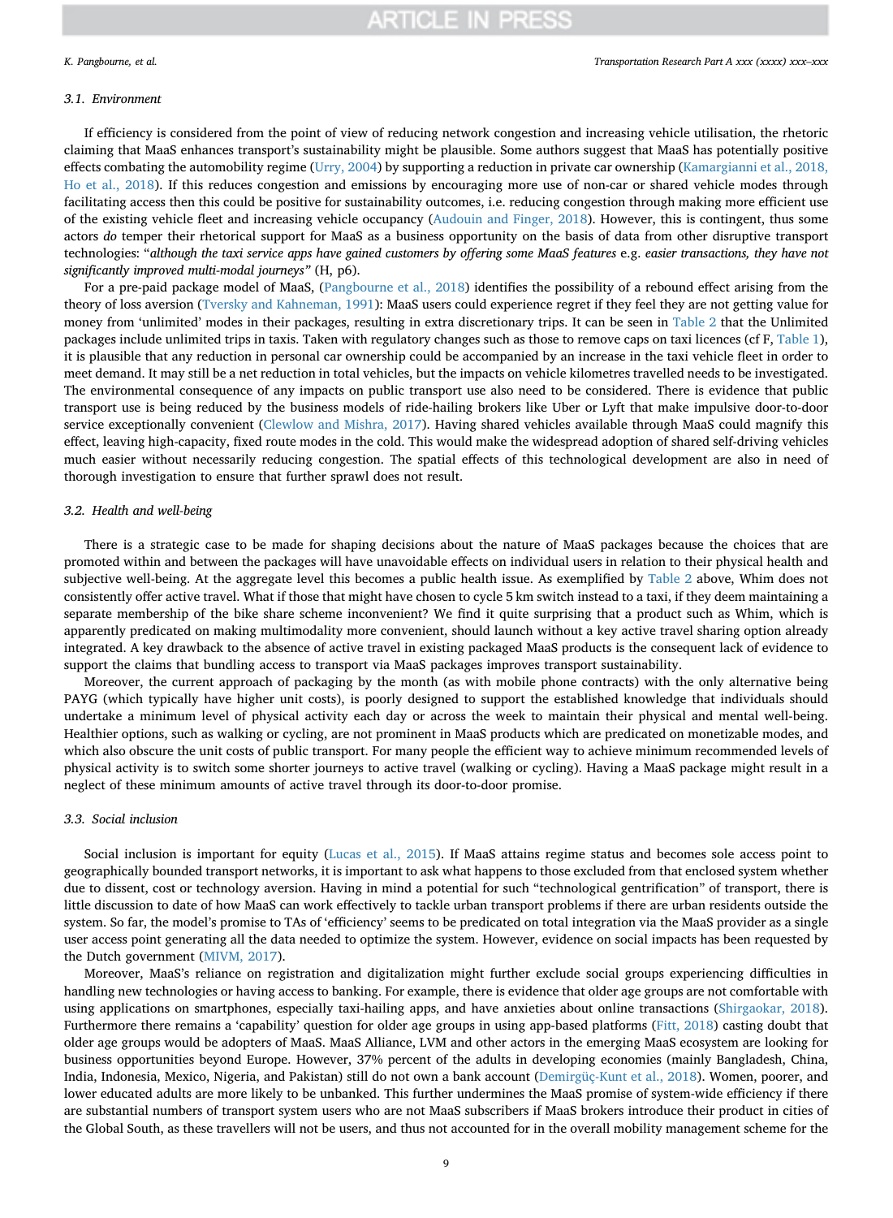### 3.1. Environment

If efficiency is considered from the point of view of reducing network congestion and increasing vehicle utilisation, the rhetoric claiming that MaaS enhances transport's sustainability might be plausible. Some authors suggest that MaaS has potentially positive effects combating the automobility regime (Urry, 2004) by supporting a reduction in private car ownership (Kamargianni et al., 2018, Ho et al., 2018). If this reduces congestion and emissions by encouraging more use of non-car or shared vehicle modes through facilitating access then this could be positive for sustainability outcomes, i.e. reducing congestion through making more efficient use of the existing vehicle fleet and increasing vehicle occupancy (Audouin and Finger, 2018). However, this is contingent, thus some actors *do* temper their rhetorical support for MaaS as a business opportunity on the basis of data from other disruptive transport technologies: "*although the taxi service apps have gained customers by offering some MaaS features* e.g. *easier transactions, they have not significantly improved multi-modal journeys"* (H, p6).

For a pre-paid package model of MaaS, (Pangbourne et al., 2018) identifies the possibility of a rebound effect arising from the theory of loss aversion (Tversky and Kahneman, 1991): MaaS users could experience regret if they feel they are not getting value for money from 'unlimited' modes in their packages, resulting in extra discretionary trips. It can be seen in Table 2 that the Unlimited packages include unlimited trips in taxis. Taken with regulatory changes such as those to remove caps on taxi licences (cf F, Table 1), it is plausible that any reduction in personal car ownership could be accompanied by an increase in the taxi vehicle fleet in order to meet demand. It may still be a net reduction in total vehicles, but the impacts on vehicle kilometres travelled needs to be investigated. The environmental consequence of any impacts on public transport use also need to be considered. There is evidence that public transport use is being reduced by the business models of ride-hailing brokers like Uber or Lyft that make impulsive door-to-door service exceptionally convenient (Clewlow and Mishra, 2017). Having shared vehicles available through MaaS could magnify this effect, leaving high-capacity, fixed route modes in the cold. This would make the widespread adoption of shared self-driving vehicles much easier without necessarily reducing congestion. The spatial effects of this technological development are also in need of thorough investigation to ensure that further sprawl does not result.

### 3.2. Health and well-being

There is a strategic case to be made for shaping decisions about the nature of MaaS packages because the choices that are promoted within and between the packages will have unavoidable effects on individual users in relation to their physical health and subjective well-being. At the aggregate level this becomes a public health issue. As exemplified by Table 2 above, Whim does not consistently offer active travel. What if those that might have chosen to cycle 5 km switch instead to a taxi, if they deem maintaining a separate membership of the bike share scheme inconvenient? We find it quite surprising that a product such as Whim, which is apparently predicated on making multimodality more convenient, should launch without a key active travel sharing option already integrated. A key drawback to the absence of active travel in existing packaged MaaS products is the consequent lack of evidence to support the claims that bundling access to transport via MaaS packages improves transport sustainability.

Moreover, the current approach of packaging by the month (as with mobile phone contracts) with the only alternative being PAYG (which typically have higher unit costs), is poorly designed to support the established knowledge that individuals should undertake a minimum level of physical activity each day or across the week to maintain their physical and mental well-being. Healthier options, such as walking or cycling, are not prominent in MaaS products which are predicated on monetizable modes, and which also obscure the unit costs of public transport. For many people the efficient way to achieve minimum recommended levels of physical activity is to switch some shorter journeys to active travel (walking or cycling). Having a MaaS package might result in a neglect of these minimum amounts of active travel through its door-to-door promise.

### 3.3. Social inclusion

Social inclusion is important for equity (Lucas et al., 2015). If MaaS attains regime status and becomes sole access point to geographically bounded transport networks, it is important to ask what happens to those excluded from that enclosed system whether due to dissent, cost or technology aversion. Having in mind a potential for such "technological gentrification" of transport, there is little discussion to date of how MaaS can work effectively to tackle urban transport problems if there are urban residents outside the system. So far, the model's promise to TAs of 'efficiency' seems to be predicated on total integration via the MaaS provider as a single user access point generating all the data needed to optimize the system. However, evidence on social impacts has been requested by the Dutch government (MIVM, 2017).

Moreover, MaaS's reliance on registration and digitalization might further exclude social groups experiencing difficulties in handling new technologies or having access to banking. For example, there is evidence that older age groups are not comfortable with using applications on smartphones, especially taxi-hailing apps, and have anxieties about online transactions (Shirgaokar, 2018). Furthermore there remains a 'capability' question for older age groups in using app-based platforms (Fitt, 2018) casting doubt that older age groups would be adopters of MaaS. MaaS Alliance, LVM and other actors in the emerging MaaS ecosystem are looking for business opportunities beyond Europe. However, 37% percent of the adults in developing economies (mainly Bangladesh, China, India, Indonesia, Mexico, Nigeria, and Pakistan) still do not own a bank account (Demirgüç-Kunt et al., 2018). Women, poorer, and lower educated adults are more likely to be unbanked. This further undermines the MaaS promise of system-wide efficiency if there are substantial numbers of transport system users who are not MaaS subscribers if MaaS brokers introduce their product in cities of the Global South, as these travellers will not be users, and thus not accounted for in the overall mobility management scheme for the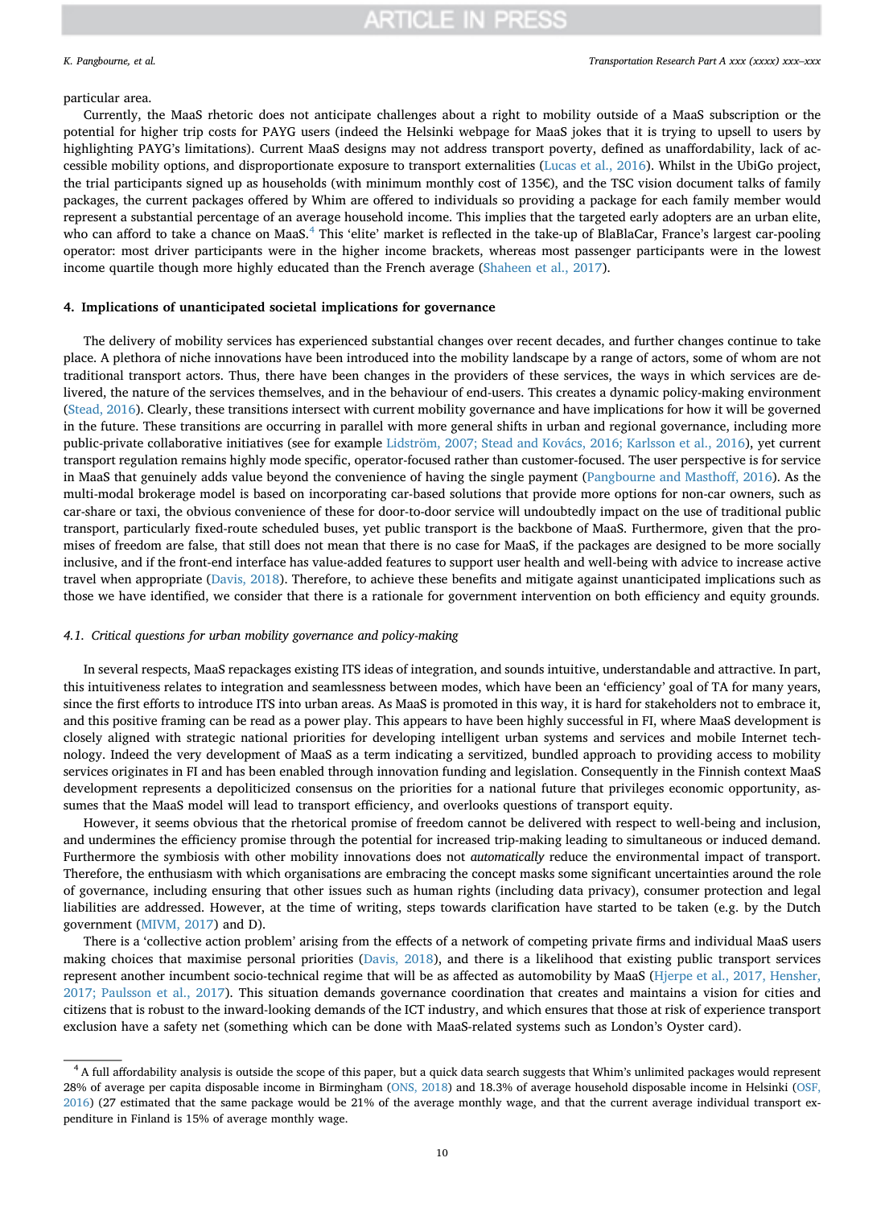particular area.

Currently, the MaaS rhetoric does not anticipate challenges about a right to mobility outside of a MaaS subscription or the potential for higher trip costs for PAYG users (indeed the Helsinki webpage for MaaS jokes that it is trying to upsell to users by highlighting PAYG's limitations). Current MaaS designs may not address transport poverty, defined as unaffordability, lack of accessible mobility options, and disproportionate exposure to transport externalities (Lucas et al., 2016). Whilst in the UbiGo project, the trial participants signed up as households (with minimum monthly cost of 135€), and the TSC vision document talks of family packages, the current packages offered by Whim are offered to individuals so providing a package for each family member would represent a substantial percentage of an average household income. This implies that the targeted early adopters are an urban elite, who can afford to take a chance on MaaS.[4] This 'elite' market is reflected in the take-up of BlaBlaCar, France's largest car-pooling operator: most driver participants were in the higher income brackets, whereas most passenger participants were in the lowest income quartile though more highly educated than the French average (Shaheen et al., 2017).

## 4. Implications of unanticipated societal implications for governance

The delivery of mobility services has experienced substantial changes over recent decades, and further changes continue to take place. A plethora of niche innovations have been introduced into the mobility landscape by a range of actors, some of whom are not traditional transport actors. Thus, there have been changes in the providers of these services, the ways in which services are delivered, the nature of the services themselves, and in the behaviour of end-users. This creates a dynamic policy-making environment (Stead, 2016). Clearly, these transitions intersect with current mobility governance and have implications for how it will be governed in the future. These transitions are occurring in parallel with more general shifts in urban and regional governance, including more public-private collaborative initiatives (see for example Lidström, 2007; Stead and Kovács, 2016; Karlsson et al., 2016), yet current transport regulation remains highly mode specific, operator-focused rather than customer-focused. The user perspective is for service in MaaS that genuinely adds value beyond the convenience of having the single payment (Pangbourne and Masthoff, 2016). As the multi-modal brokerage model is based on incorporating car-based solutions that provide more options for non-car owners, such as car-share or taxi, the obvious convenience of these for door-to-door service will undoubtedly impact on the use of traditional public transport, particularly fixed-route scheduled buses, yet public transport is the backbone of MaaS. Furthermore, given that the promises of freedom are false, that still does not mean that there is no case for MaaS, if the packages are designed to be more socially inclusive, and if the front-end interface has value-added features to support user health and well-being with advice to increase active travel when appropriate (Davis, 2018). Therefore, to achieve these benefits and mitigate against unanticipated implications such as those we have identified, we consider that there is a rationale for government intervention on both efficiency and equity grounds.

### 4.1. Critical questions for urban mobility governance and policy-making

In several respects, MaaS repackages existing ITS ideas of integration, and sounds intuitive, understandable and attractive. In part, this intuitiveness relates to integration and seamlessness between modes, which have been an 'efficiency' goal of TA for many years, since the first efforts to introduce ITS into urban areas. As MaaS is promoted in this way, it is hard for stakeholders not to embrace it, and this positive framing can be read as a power play. This appears to have been highly successful in FI, where MaaS development is closely aligned with strategic national priorities for developing intelligent urban systems and services and mobile Internet technology. Indeed the very development of MaaS as a term indicating a servitized, bundled approach to providing access to mobility services originates in FI and has been enabled through innovation funding and legislation. Consequently in the Finnish context MaaS development represents a depoliticized consensus on the priorities for a national future that privileges economic opportunity, assumes that the MaaS model will lead to transport efficiency, and overlooks questions of transport equity.

However, it seems obvious that the rhetorical promise of freedom cannot be delivered with respect to well-being and inclusion, and undermines the efficiency promise through the potential for increased trip-making leading to simultaneous or induced demand. Furthermore the symbiosis with other mobility innovations does not *automatically* reduce the environmental impact of transport. Therefore, the enthusiasm with which organisations are embracing the concept masks some significant uncertainties around the role of governance, including ensuring that other issues such as human rights (including data privacy), consumer protection and legal liabilities are addressed. However, at the time of writing, steps towards clarification have started to be taken (e.g. by the Dutch government (MIVM, 2017) and D).

There is a 'collective action problem' arising from the effects of a network of competing private firms and individual MaaS users making choices that maximise personal priorities (Davis, 2018), and there is a likelihood that existing public transport services represent another incumbent socio-technical regime that will be as affected as automobility by MaaS (Hjerpe et al., 2017, Hensher, 2017; Paulsson et al., 2017). This situation demands governance coordination that creates and maintains a vision for cities and citizens that is robust to the inward-looking demands of the ICT industry, and which ensures that those at risk of experience transport exclusion have a safety net (something which can be done with MaaS-related systems such as London's Oyster card).

---

[4] A full affordability analysis is outside the scope of this paper, but a quick data search suggests that Whim's unlimited packages would represent 28% of average per capita disposable income in Birmingham (ONS, 2018) and 18.3% of average household disposable income in Helsinki (OSF, 2016) (27 estimated that the same package would be 21% of the average monthly wage, and that the current average individual transport expenditure in Finland is 15% of average monthly wage.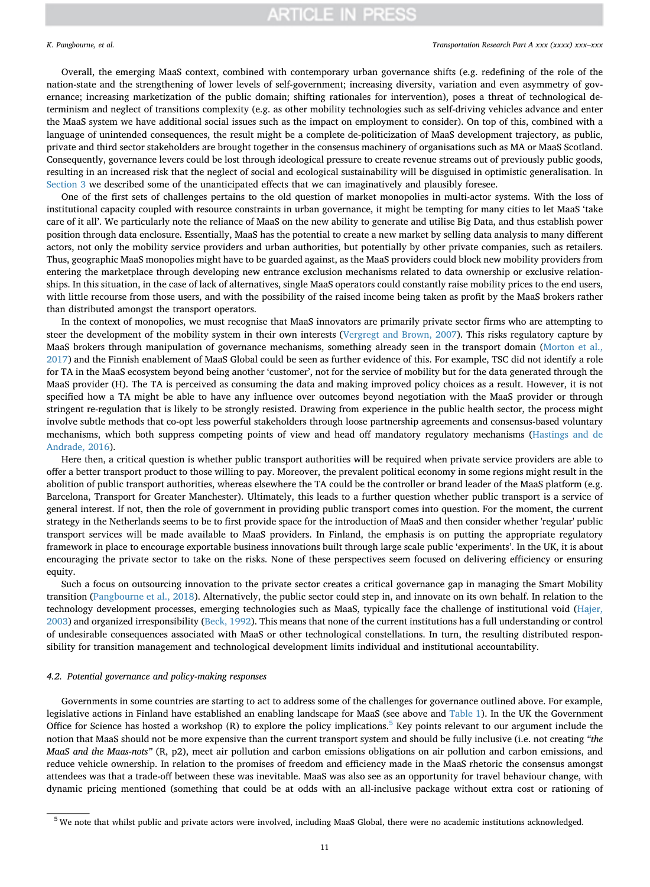Overall, the emerging MaaS context, combined with contemporary urban governance shifts (e.g. redefining of the role of the nation-state and the strengthening of lower levels of self-government; increasing diversity, variation and even asymmetry of governance; increasing marketization of the public domain; shifting rationales for intervention), poses a threat of technological determinism and neglect of transitions complexity (e.g. as other mobility technologies such as self-driving vehicles advance and enter the MaaS system we have additional social issues such as the impact on employment to consider). On top of this, combined with a language of unintended consequences, the result might be a complete de-politicization of MaaS development trajectory, as public, private and third sector stakeholders are brought together in the consensus machinery of organisations such as MA or MaaS Scotland. Consequently, governance levers could be lost through ideological pressure to create revenue streams out of previously public goods, resulting in an increased risk that the neglect of social and ecological sustainability will be disguised in optimistic generalisation. In Section 3 we described some of the unanticipated effects that we can imaginatively and plausibly foresee.

One of the first sets of challenges pertains to the old question of market monopolies in multi-actor systems. With the loss of institutional capacity coupled with resource constraints in urban governance, it might be tempting for many cities to let MaaS 'take care of it all'. We particularly note the reliance of MaaS on the new ability to generate and utilise Big Data, and thus establish power position through data enclosure. Essentially, MaaS has the potential to create a new market by selling data analysis to many different actors, not only the mobility service providers and urban authorities, but potentially by other private companies, such as retailers. Thus, geographic MaaS monopolies might have to be guarded against, as the MaaS providers could block new mobility providers from entering the marketplace through developing new entrance exclusion mechanisms related to data ownership or exclusive relationships. In this situation, in the case of lack of alternatives, single MaaS operators could constantly raise mobility prices to the end users, with little recourse from those users, and with the possibility of the raised income being taken as profit by the MaaS brokers rather than distributed amongst the transport operators.

In the context of monopolies, we must recognise that MaaS innovators are primarily private sector firms who are attempting to steer the development of the mobility system in their own interests (Vergregt and Brown, 2007). This risks regulatory capture by MaaS brokers through manipulation of governance mechanisms, something already seen in the transport domain (Morton et al., 2017) and the Finnish enablement of MaaS Global could be seen as further evidence of this. For example, TSC did not identify a role for TA in the MaaS ecosystem beyond being another 'customer', not for the service of mobility but for the data generated through the MaaS provider (H). The TA is perceived as consuming the data and making improved policy choices as a result. However, it is not specified how a TA might be able to have any influence over outcomes beyond negotiation with the MaaS provider or through stringent re-regulation that is likely to be strongly resisted. Drawing from experience in the public health sector, the process might involve subtle methods that co-opt less powerful stakeholders through loose partnership agreements and consensus-based voluntary mechanisms, which both suppress competing points of view and head off mandatory regulatory mechanisms (Hastings and de Andrade, 2016).

Here then, a critical question is whether public transport authorities will be required when private service providers are able to offer a better transport product to those willing to pay. Moreover, the prevalent political economy in some regions might result in the abolition of public transport authorities, whereas elsewhere the TA could be the controller or brand leader of the MaaS platform (e.g. Barcelona, Transport for Greater Manchester). Ultimately, this leads to a further question whether public transport is a service of general interest. If not, then the role of government in providing public transport comes into question. For the moment, the current strategy in the Netherlands seems to be to first provide space for the introduction of MaaS and then consider whether 'regular' public transport services will be made available to MaaS providers. In Finland, the emphasis is on putting the appropriate regulatory framework in place to encourage exportable business innovations built through large scale public 'experiments'. In the UK, it is about encouraging the private sector to take on the risks. None of these perspectives seem focused on delivering efficiency or ensuring equity.

Such a focus on outsourcing innovation to the private sector creates a critical governance gap in managing the Smart Mobility transition (Pangbourne et al., 2018). Alternatively, the public sector could step in, and innovate on its own behalf. In relation to the technology development processes, emerging technologies such as MaaS, typically face the challenge of institutional void (Hajer, 2003) and organized irresponsibility (Beck, 1992). This means that none of the current institutions has a full understanding or control of undesirable consequences associated with MaaS or other technological constellations. In turn, the resulting distributed responsibility for transition management and technological development limits individual and institutional accountability.

### 4.2. Potential governance and policy-making responses

Governments in some countries are starting to act to address some of the challenges for governance outlined above. For example, legislative actions in Finland have established an enabling landscape for MaaS (see above and Table 1). In the UK the Government Office for Science has hosted a workshop (R) to explore the policy implications.[5] Key points relevant to our argument include the notion that MaaS should not be more expensive than the current transport system and should be fully inclusive (i.e. not creating *"the MaaS and the Maas-nots"* (R, p2), meet air pollution and carbon emissions obligations on air pollution and carbon emissions, and reduce vehicle ownership. In relation to the promises of freedom and efficiency made in the MaaS rhetoric the consensus amongst attendees was that a trade-off between these was inevitable. MaaS was also see as an opportunity for travel behaviour change, with dynamic pricing mentioned (something that could be at odds with an all-inclusive package without extra cost or rationing of

[5] We note that whilst public and private actors were involved, including MaaS Global, there were no academic institutions acknowledged.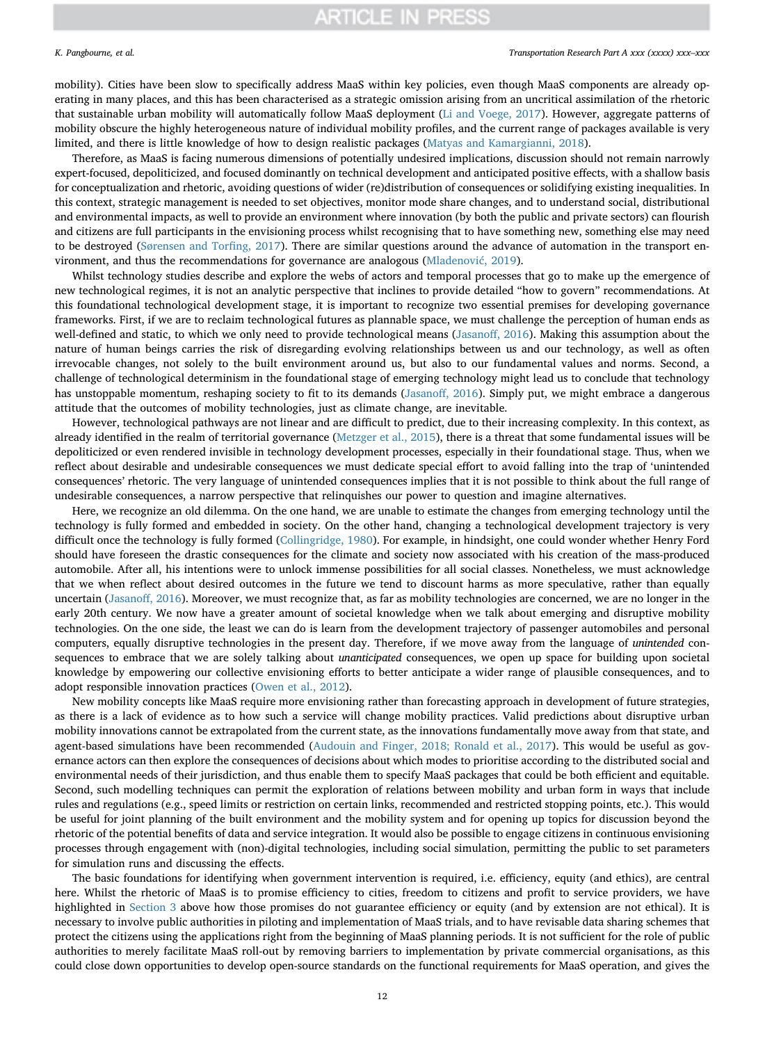mobility). Cities have been slow to specifically address MaaS within key policies, even though MaaS components are already operating in many places, and this has been characterised as a strategic omission arising from an uncritical assimilation of the rhetoric that sustainable urban mobility will automatically follow MaaS deployment (Li and Voege, 2017). However, aggregate patterns of mobility obscure the highly heterogeneous nature of individual mobility profiles, and the current range of packages available is very limited, and there is little knowledge of how to design realistic packages (Matyas and Kamargianni, 2018).

Therefore, as MaaS is facing numerous dimensions of potentially undesired implications, discussion should not remain narrowly expert-focused, depoliticized, and focused dominantly on technical development and anticipated positive effects, with a shallow basis for conceptualization and rhetoric, avoiding questions of wider (re)distribution of consequences or solidifying existing inequalities. In this context, strategic management is needed to set objectives, monitor mode share changes, and to understand social, distributional and environmental impacts, as well to provide an environment where innovation (by both the public and private sectors) can flourish and citizens are full participants in the envisioning process whilst recognising that to have something new, something else may need to be destroyed (Sørensen and Torfing, 2017). There are similar questions around the advance of automation in the transport environment, and thus the recommendations for governance are analogous (Mladenović, 2019).

Whilst technology studies describe and explore the webs of actors and temporal processes that go to make up the emergence of new technological regimes, it is not an analytic perspective that inclines to provide detailed "how to govern" recommendations. At this foundational technological development stage, it is important to recognize two essential premises for developing governance frameworks. First, if we are to reclaim technological futures as plannable space, we must challenge the perception of human ends as well-defined and static, to which we only need to provide technological means (Jasanoff, 2016). Making this assumption about the nature of human beings carries the risk of disregarding evolving relationships between us and our technology, as well as often irrevocable changes, not solely to the built environment around us, but also to our fundamental values and norms. Second, a challenge of technological determinism in the foundational stage of emerging technology might lead us to conclude that technology has unstoppable momentum, reshaping society to fit to its demands (Jasanoff, 2016). Simply put, we might embrace a dangerous attitude that the outcomes of mobility technologies, just as climate change, are inevitable.

However, technological pathways are not linear and are difficult to predict, due to their increasing complexity. In this context, as already identified in the realm of territorial governance (Metzger et al., 2015), there is a threat that some fundamental issues will be depoliticized or even rendered invisible in technology development processes, especially in their foundational stage. Thus, when we reflect about desirable and undesirable consequences we must dedicate special effort to avoid falling into the trap of 'unintended consequences' rhetoric. The very language of unintended consequences implies that it is not possible to think about the full range of undesirable consequences, a narrow perspective that relinquishes our power to question and imagine alternatives.

Here, we recognize an old dilemma. On the one hand, we are unable to estimate the changes from emerging technology until the technology is fully formed and embedded in society. On the other hand, changing a technological development trajectory is very difficult once the technology is fully formed (Collingridge, 1980). For example, in hindsight, one could wonder whether Henry Ford should have foreseen the drastic consequences for the climate and society now associated with his creation of the mass-produced automobile. After all, his intentions were to unlock immense possibilities for all social classes. Nonetheless, we must acknowledge that we when reflect about desired outcomes in the future we tend to discount harms as more speculative, rather than equally uncertain (Jasanoff, 2016). Moreover, we must recognize that, as far as mobility technologies are concerned, we are no longer in the early 20th century. We now have a greater amount of societal knowledge when we talk about emerging and disruptive mobility technologies. On the one side, the least we can do is learn from the development trajectory of passenger automobiles and personal computers, equally disruptive technologies in the present day. Therefore, if we move away from the language of *unintended* consequences to embrace that we are solely talking about *unanticipated* consequences, we open up space for building upon societal knowledge by empowering our collective envisioning efforts to better anticipate a wider range of plausible consequences, and to adopt responsible innovation practices (Owen et al., 2012).

New mobility concepts like MaaS require more envisioning rather than forecasting approach in development of future strategies, as there is a lack of evidence as to how such a service will change mobility practices. Valid predictions about disruptive urban mobility innovations cannot be extrapolated from the current state, as the innovations fundamentally move away from that state, and agent-based simulations have been recommended (Audouin and Finger, 2018; Ronald et al., 2017). This would be useful as governance actors can then explore the consequences of decisions about which modes to prioritise according to the distributed social and environmental needs of their jurisdiction, and thus enable them to specify MaaS packages that could be both efficient and equitable. Second, such modelling techniques can permit the exploration of relations between mobility and urban form in ways that include rules and regulations (e.g., speed limits or restriction on certain links, recommended and restricted stopping points, etc.). This would be useful for joint planning of the built environment and the mobility system and for opening up topics for discussion beyond the rhetoric of the potential benefits of data and service integration. It would also be possible to engage citizens in continuous envisioning processes through engagement with (non)-digital technologies, including social simulation, permitting the public to set parameters for simulation runs and discussing the effects.

The basic foundations for identifying when government intervention is required, i.e. efficiency, equity (and ethics), are central here. Whilst the rhetoric of MaaS is to promise efficiency to cities, freedom to citizens and profit to service providers, we have highlighted in Section 3 above how those promises do not guarantee efficiency or equity (and by extension are not ethical). It is necessary to involve public authorities in piloting and implementation of MaaS trials, and to have revisable data sharing schemes that protect the citizens using the applications right from the beginning of MaaS planning periods. It is not sufficient for the role of public authorities to merely facilitate MaaS roll-out by removing barriers to implementation by private commercial organisations, as this could close down opportunities to develop open-source standards on the functional requirements for MaaS operation, and gives the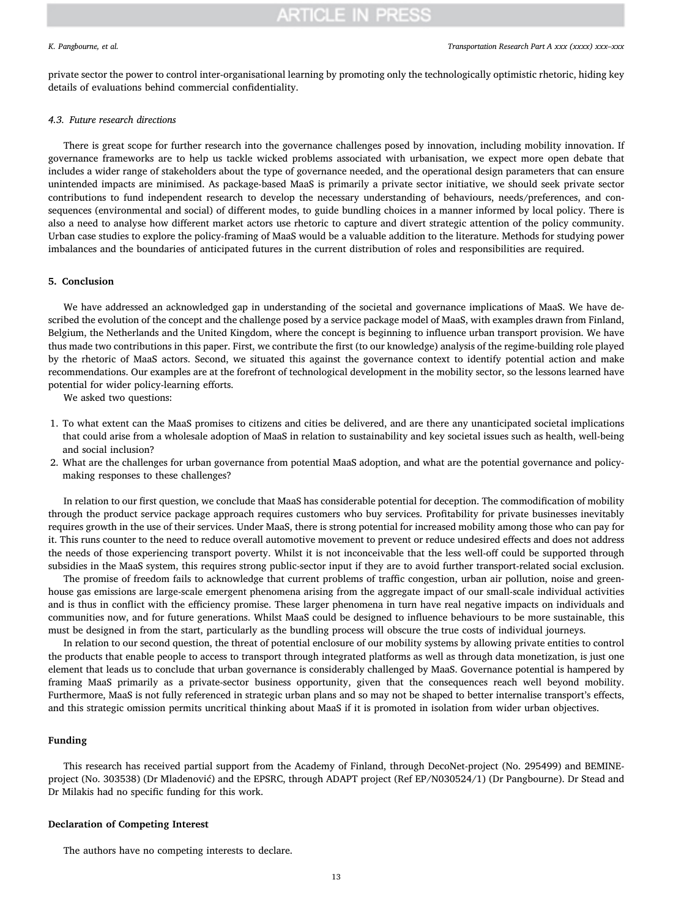private sector the power to control inter-organisational learning by promoting only the technologically optimistic rhetoric, hiding key details of evaluations behind commercial confidentiality.

### *4.3. Future research directions*

There is great scope for further research into the governance challenges posed by innovation, including mobility innovation. If governance frameworks are to help us tackle wicked problems associated with urbanisation, we expect more open debate that includes a wider range of stakeholders about the type of governance needed, and the operational design parameters that can ensure unintended impacts are minimised. As package-based MaaS is primarily a private sector initiative, we should seek private sector contributions to fund independent research to develop the necessary understanding of behaviours, needs/preferences, and consequences (environmental and social) of different modes, to guide bundling choices in a manner informed by local policy. There is also a need to analyse how different market actors use rhetoric to capture and divert strategic attention of the policy community. Urban case studies to explore the policy-framing of MaaS would be a valuable addition to the literature. Methods for studying power imbalances and the boundaries of anticipated futures in the current distribution of roles and responsibilities are required.

## 5. Conclusion

We have addressed an acknowledged gap in understanding of the societal and governance implications of MaaS. We have described the evolution of the concept and the challenge posed by a service package model of MaaS, with examples drawn from Finland, Belgium, the Netherlands and the United Kingdom, where the concept is beginning to influence urban transport provision. We have thus made two contributions in this paper. First, we contribute the first (to our knowledge) analysis of the regime-building role played by the rhetoric of MaaS actors. Second, we situated this against the governance context to identify potential action and make recommendations. Our examples are at the forefront of technological development in the mobility sector, so the lessons learned have potential for wider policy-learning efforts.

We asked two questions:

1. To what extent can the MaaS promises to citizens and cities be delivered, and are there any unanticipated societal implications that could arise from a wholesale adoption of MaaS in relation to sustainability and key societal issues such as health, well-being and social inclusion?
2. What are the challenges for urban governance from potential MaaS adoption, and what are the potential governance and policy-making responses to these challenges?

In relation to our first question, we conclude that MaaS has considerable potential for deception. The commodification of mobility through the product service package approach requires customers who buy services. Profitability for private businesses inevitably requires growth in the use of their services. Under MaaS, there is strong potential for increased mobility among those who can pay for it. This runs counter to the need to reduce overall automotive movement to prevent or reduce undesired effects and does not address the needs of those experiencing transport poverty. Whilst it is not inconceivable that the less well-off could be supported through subsidies in the MaaS system, this requires strong public-sector input if they are to avoid further transport-related social exclusion.

The promise of freedom fails to acknowledge that current problems of traffic congestion, urban air pollution, noise and greenhouse gas emissions are large-scale emergent phenomena arising from the aggregate impact of our small-scale individual activities and is thus in conflict with the efficiency promise. These larger phenomena in turn have real negative impacts on individuals and communities now, and for future generations. Whilst MaaS could be designed to influence behaviours to be more sustainable, this must be designed in from the start, particularly as the bundling process will obscure the true costs of individual journeys.

In relation to our second question, the threat of potential enclosure of our mobility systems by allowing private entities to control the products that enable people to access to transport through integrated platforms as well as through data monetization, is just one element that leads us to conclude that urban governance is considerably challenged by MaaS. Governance potential is hampered by framing MaaS primarily as a private-sector business opportunity, given that the consequences reach well beyond mobility. Furthermore, MaaS is not fully referenced in strategic urban plans and so may not be shaped to better internalise transport's effects, and this strategic omission permits uncritical thinking about MaaS if it is promoted in isolation from wider urban objectives.

## Funding

This research has received partial support from the Academy of Finland, through DecoNet-project (No. 295499) and BEMINE-project (No. 303538) (Dr Mladenović) and the EPSRC, through ADAPT project (Ref EP/N030524/1) (Dr Pangbourne). Dr Stead and Dr Milakis had no specific funding for this work.

## Declaration of Competing Interest

The authors have no competing interests to declare.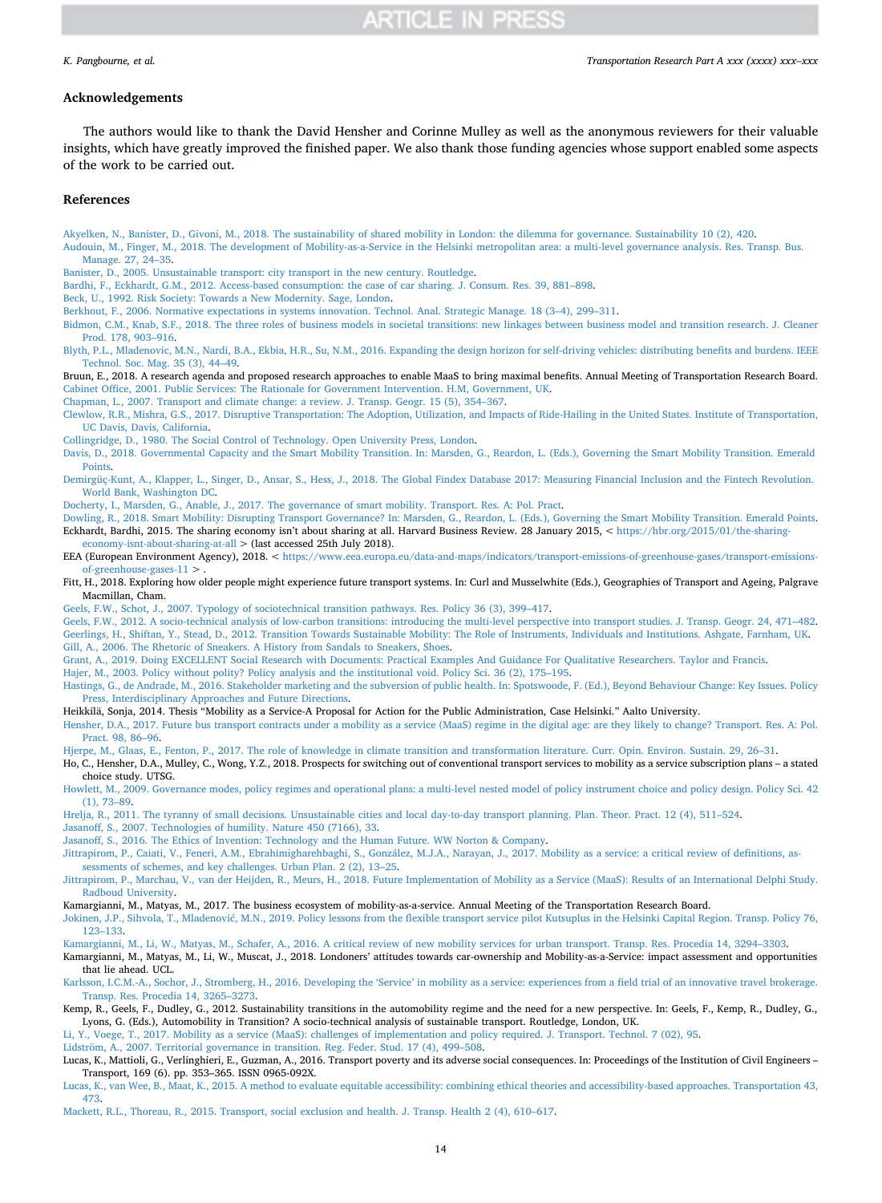## Acknowledgements

The authors would like to thank the David Hensher and Corinne Mulley as well as the anonymous reviewers for their valuable insights, which have greatly improved the finished paper. We also thank those funding agencies whose support enabled some aspects of the work to be carried out.

## References

Akyelken, N., Banister, D., Givoni, M., 2018. The sustainability of shared mobility in London: the dilemma for governance. Sustainability 10 (2), 420.

Audouin, M., Finger, M., 2018. The development of Mobility-as-a-Service in the Helsinki metropolitan area: a multi-level governance analysis. Res. Transp. Bus. Manage. 27, 24–35.

Banister, D., 2005. Unsustainable transport: city transport in the new century. Routledge.

Bardhi, F., Eckhardt, G.M., 2012. Access-based consumption: the case of car sharing. J. Consum. Res. 39, 881–898.

Beck, U., 1992. Risk Society: Towards a New Modernity. Sage, London.

Berkhout, F., 2006. Normative expectations in systems innovation. Technol. Anal. Strategic Manage. 18 (3–4), 299–311.

Bidmon, C.M., Knab, S.F., 2018. The three roles of business models in societal transitions: new linkages between business model and transition research. J. Cleaner Prod. 178, 903–916.

Blyth, P.L., Mladenovic, M.N., Nardi, B.A., Ekbia, H.R., Su, N.M., 2016. Expanding the design horizon for self-driving vehicles: distributing benefits and burdens. IEEE Technol. Soc. Mag. 35 (3), 44–49.

Bruun, E., 2018. A research agenda and proposed research approaches to enable MaaS to bring maximal benefits. Annual Meeting of Transportation Research Board.

Cabinet Office, 2001. Public Services: The Rationale for Government Intervention. H.M, Government, UK.

Chapman, L., 2007. Transport and climate change: a review. J. Transp. Geogr. 15 (5), 354–367.

Clewlow, R.R., Mishra, G.S., 2017. Disruptive Transportation: The Adoption, Utilization, and Impacts of Ride-Hailing in the United States. Institute of Transportation, UC Davis, Davis, California.

Collingridge, D., 1980. The Social Control of Technology. Open University Press, London.

Davis, D., 2018. Governmental Capacity and the Smart Mobility Transition. In: Marsden, G., Reardon, L. (Eds.), Governing the Smart Mobility Transition. Emerald Points.

Demirgüç-Kunt, A., Klapper, L., Singer, D., Ansar, S., Hess, J., 2018. The Global Findex Database 2017: Measuring Financial Inclusion and the Fintech Revolution. World Bank, Washington DC.

Docherty, I., Marsden, G., Anable, J., 2017. The governance of smart mobility. Transport. Res. A: Pol. Pract.

Dowling, R., 2018. Smart Mobility: Disrupting Transport Governance? In: Marsden, G., Reardon, L. (Eds.), Governing the Smart Mobility Transition. Emerald Points.

Eckhardt, Bardhi, 2015. The sharing economy isn't about sharing at all. Harvard Business Review. 28 January 2015, < https://hbr.org/2015/01/the-sharing-economy-isnt-about-sharing-at-all > (last accessed 25th July 2018).

EEA (European Environment Agency), 2018. < https://www.eea.europa.eu/data-and-maps/indicators/transport-emissions-of-greenhouse-gases/transport-emissions-of-greenhouse-gases-11 > .

Fitt, H., 2018. Exploring how older people might experience future transport systems. In: Curl and Musselwhite (Eds.), Geographies of Transport and Ageing, Palgrave Macmillan, Cham.

Geels, F.W., Schot, J., 2007. Typology of sociotechnical transition pathways. Res. Policy 36 (3), 399–417.

Geels, F.W., 2012. A socio-technical analysis of low-carbon transitions: introducing the multi-level perspective into transport studies. J. Transp. Geogr. 24, 471–482.

Geerlings, H., Shiftan, Y., Stead, D., 2012. Transition Towards Sustainable Mobility: The Role of Instruments, Individuals and Institutions. Ashgate, Farnham, UK.

Gill, A., 2006. The Rhetoric of Sneakers. A History from Sandals to Sneakers, Shoes.

Grant, A., 2019. Doing EXCELLENT Social Research with Documents: Practical Examples And Guidance For Qualitative Researchers. Taylor and Francis.

Hajer, M., 2003. Policy without polity? Policy analysis and the institutional void. Policy Sci. 36 (2), 175–195.

Hastings, G., de Andrade, M., 2016. Stakeholder marketing and the subversion of public health. In: Spotswoode, F. (Ed.), Beyond Behaviour Change: Key Issues. Policy Press, Interdisciplinary Approaches and Future Directions.

Heikkilä, Sonja, 2014. Thesis "Mobility as a Service-A Proposal for Action for the Public Administration, Case Helsinki." Aalto University.

Hensher, D.A., 2017. Future bus transport contracts under a mobility as a service (MaaS) regime in the digital age: are they likely to change? Transport. Res. A: Pol. Pract. 98, 86–96.

Hjerpe, M., Glaas, E., Fenton, P., 2017. The role of knowledge in climate transition and transformation literature. Curr. Opin. Environ. Sustain. 29, 26–31.

Ho, C., Hensher, D.A., Mulley, C., Wong, Y.Z., 2018. Prospects for switching out of conventional transport services to mobility as a service subscription plans – a stated choice study. UTSG.

Howlett, M., 2009. Governance modes, policy regimes and operational plans: a multi-level nested model of policy instrument choice and policy design. Policy Sci. 42 (1), 73–89.

Hrelja, R., 2011. The tyranny of small decisions. Unsustainable cities and local day-to-day transport planning. Plan. Theor. Pract. 12 (4), 511–524.

Jasanoff, S., 2007. Technologies of humility. Nature 450 (7166), 33.

Jasanoff, S., 2016. The Ethics of Invention: Technology and the Human Future. WW Norton & Company.

Jittrapirom, P., Caiati, V., Feneri, A.M., Ebrahimigharehbaghi, S., González, M.J.A., Narayan, J., 2017. Mobility as a service: a critical review of definitions, assessments of schemes, and key challenges. Urban Plan. 2 (2), 13–25.

Jittrapirom, P., Marchau, V., van der Heijden, R., Meurs, H., 2018. Future Implementation of Mobility as a Service (MaaS): Results of an International Delphi Study. Radboud University.

Kamargianni, M., Matyas, M., 2017. The business ecosystem of mobility-as-a-service. Annual Meeting of the Transportation Research Board.

Jokinen, J.P., Sihvola, T., Mladenović, M.N., 2019. Policy lessons from the flexible transport service pilot Kutsuplus in the Helsinki Capital Region. Transp. Policy 76, 123–133.

Kamargianni, M., Li, W., Matyas, M., Schafer, A., 2016. A critical review of new mobility services for urban transport. Transp. Res. Procedia 14, 3294–3303.

Kamargianni, M., Matyas, M., Li, W., Muscat, J., 2018. Londoners' attitudes towards car-ownership and Mobility-as-a-Service: impact assessment and opportunities that lie ahead. UCL.

Karlsson, I.C.M.-A., Sochor, J., Stromberg, H., 2016. Developing the 'Service' in mobility as a service: experiences from a field trial of an innovative travel brokerage. Transp. Res. Procedia 14, 3265–3273.

Kemp, R., Geels, F., Dudley, G., 2012. Sustainability transitions in the automobility regime and the need for a new perspective. In: Geels, F., Kemp, R., Dudley, G., Lyons, G. (Eds.), Automobility in Transition? A socio-technical analysis of sustainable transport. Routledge, London, UK.

Li, Y., Voege, T., 2017. Mobility as a service (MaaS): challenges of implementation and policy required. J. Transport. Technol. 7 (02), 95.

Lidström, A., 2007. Territorial governance in transition. Reg. Feder. Stud. 17 (4), 499–508.

Lucas, K., Mattioli, G., Verlinghieri, E., Guzman, A., 2016. Transport poverty and its adverse social consequences. In: Proceedings of the Institution of Civil Engineers – Transport, 169 (6). pp. 353–365. ISSN 0965-092X.

Lucas, K., van Wee, B., Maat, K., 2015. A method to evaluate equitable accessibility: combining ethical theories and accessibility-based approaches. Transportation 43, 473.

Mackett, R.L., Thoreau, R., 2015. Transport, social exclusion and health. J. Transp. Health 2 (4), 610–617.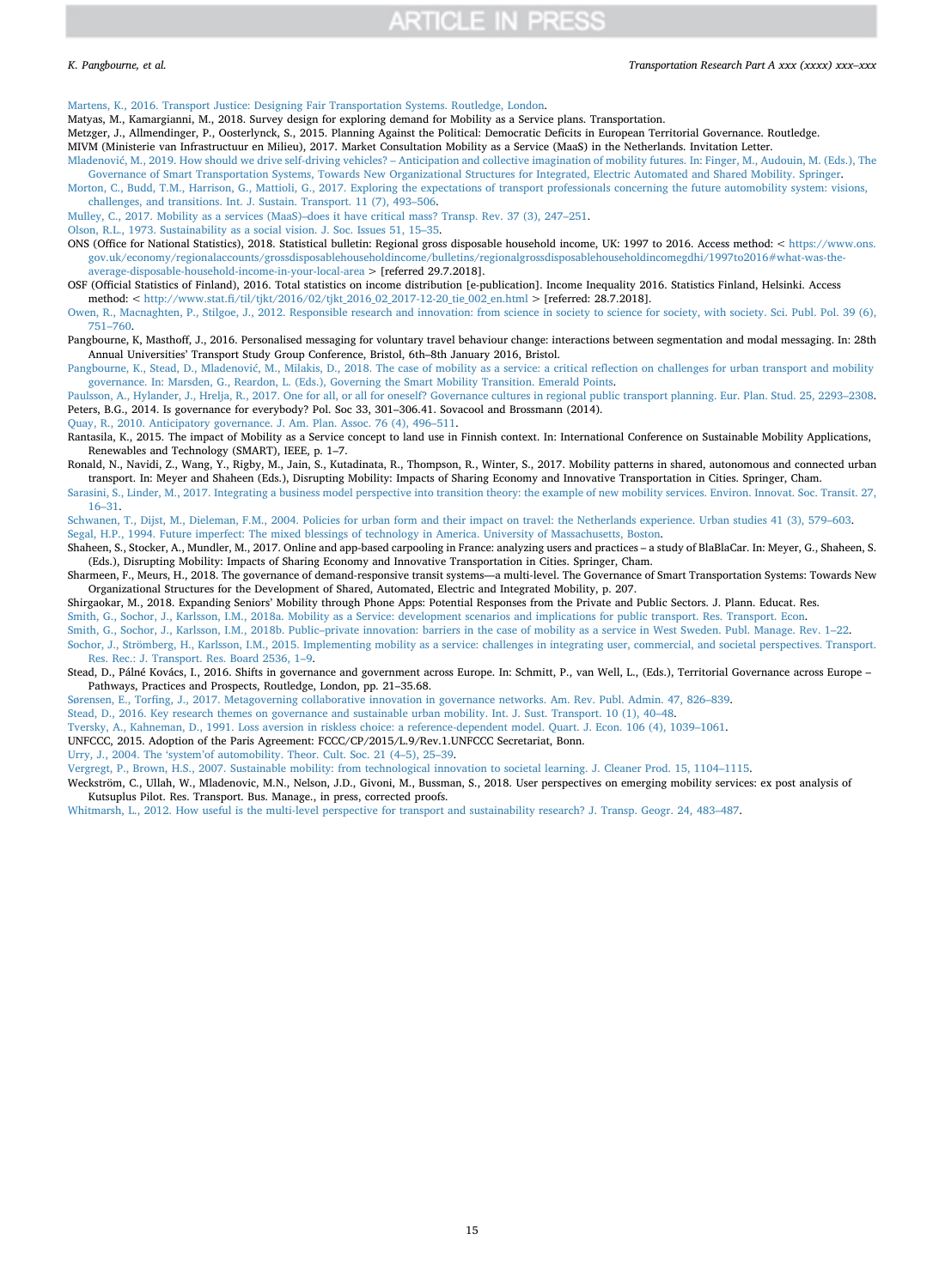Martens, K., 2016. Transport Justice: Designing Fair Transportation Systems. Routledge, London.

Matyas, M., Kamargianni, M., 2018. Survey design for exploring demand for Mobility as a Service plans. Transportation.

Metzger, J., Allmendinger, P., Oosterlynck, S., 2015. Planning Against the Political: Democratic Deficits in European Territorial Governance. Routledge.

MIVM (Ministerie van Infrastructuur en Milieu), 2017. Market Consultation Mobility as a Service (MaaS) in the Netherlands. Invitation Letter.

Mladenović, M., 2019. How should we drive self-driving vehicles? – Anticipation and collective imagination of mobility futures. In: Finger, M., Audouin, M. (Eds.), The Governance of Smart Transportation Systems, Towards New Organizational Structures for Integrated, Electric Automated and Shared Mobility. Springer.

Morton, C., Budd, T.M., Harrison, G., Mattioli, G., 2017. Exploring the expectations of transport professionals concerning the future automobility system: visions, challenges, and transitions. Int. J. Sustain. Transport. 11 (7), 493–506.

Mulley, C., 2017. Mobility as a services (MaaS)–does it have critical mass? Transp. Rev. 37 (3), 247–251.

Olson, R.L., 1973. Sustainability as a social vision. J. Soc. Issues 51, 15–35.

ONS (Office for National Statistics), 2018. Statistical bulletin: Regional gross disposable household income, UK: 1997 to 2016. Access method: < https://www.ons.gov.uk/economy/regionalaccounts/grossdisposablehouseholdincome/bulletins/regionalgrossdisposablehouseholdincomegdhi/1997to2016#what-was-the-average-disposable-household-income-in-your-local-area > [referred 29.7.2018].

OSF (Official Statistics of Finland), 2016. Total statistics on income distribution [e-publication]. Income Inequality 2016. Statistics Finland, Helsinki. Access method: < http://www.stat.fi/til/tjkt/2016/02/tjkt_2016_02_2017-12-20_tie_002_en.html > [referred: 28.7.2018].

Owen, R., Macnaghten, P., Stilgoe, J., 2012. Responsible research and innovation: from science in society to science for society, with society. Sci. Publ. Pol. 39 (6), 751–760.

Pangbourne, K, Masthoff, J., 2016. Personalised messaging for voluntary travel behaviour change: interactions between segmentation and modal messaging. In: 28th Annual Universities' Transport Study Group Conference, Bristol, 6th–8th January 2016, Bristol.

Pangbourne, K., Stead, D., Mladenović, M., Milakis, D., 2018. The case of mobility as a service: a critical reflection on challenges for urban transport and mobility governance. In: Marsden, G., Reardon, L. (Eds.), Governing the Smart Mobility Transition. Emerald Points.

Paulsson, A., Hylander, J., Hrelja, R., 2017. One for all, or all for oneself? Governance cultures in regional public transport planning. Eur. Plan. Stud. 25, 2293–2308.

Peters, B.G., 2014. Is governance for everybody? Pol. Soc 33, 301–306.41. Sovacool and Brossmann (2014).

Quay, R., 2010. Anticipatory governance. J. Am. Plan. Assoc. 76 (4), 496–511.

Rantasila, K., 2015. The impact of Mobility as a Service concept to land use in Finnish context. In: International Conference on Sustainable Mobility Applications, Renewables and Technology (SMART), IEEE, p. 1–7.

Ronald, N., Navidi, Z., Wang, Y., Rigby, M., Jain, S., Kutadinata, R., Thompson, R., Winter, S., 2017. Mobility patterns in shared, autonomous and connected urban transport. In: Meyer and Shaheen (Eds.), Disrupting Mobility: Impacts of Sharing Economy and Innovative Transportation in Cities. Springer, Cham.

Sarasini, S., Linder, M., 2017. Integrating a business model perspective into transition theory: the example of new mobility services. Environ. Innovat. Soc. Transit. 27, 16–31.

Schwanen, T., Dijst, M., Dieleman, F.M., 2004. Policies for urban form and their impact on travel: the Netherlands experience. Urban studies 41 (3), 579–603.

Segal, H.P., 1994. Future imperfect: The mixed blessings of technology in America. University of Massachusetts, Boston.

Shaheen, S., Stocker, A., Mundler, M., 2017. Online and app-based carpooling in France: analyzing users and practices – a study of BlaBlaCar. In: Meyer, G., Shaheen, S. (Eds.), Disrupting Mobility: Impacts of Sharing Economy and Innovative Transportation in Cities. Springer, Cham.

Sharmeen, F., Meurs, H., 2018. The governance of demand-responsive transit systems—a multi-level. The Governance of Smart Transportation Systems: Towards New Organizational Structures for the Development of Shared, Automated, Electric and Integrated Mobility, p. 207.

Shirgaokar, M., 2018. Expanding Seniors' Mobility through Phone Apps: Potential Responses from the Private and Public Sectors. J. Plann. Educat. Res.

Smith, G., Sochor, J., Karlsson, I.M., 2018a. Mobility as a Service: development scenarios and implications for public transport. Res. Transport. Econ.

Smith, G., Sochor, J., Karlsson, I.M., 2018b. Public–private innovation: barriers in the case of mobility as a service in West Sweden. Publ. Manage. Rev. 1–22.

Sochor, J., Strömberg, H., Karlsson, I.M., 2015. Implementing mobility as a service: challenges in integrating user, commercial, and societal perspectives. Transport. Res. Rec.: J. Transport. Res. Board 2536, 1–9.

Stead, D., Pálné Kovács, I., 2016. Shifts in governance and government across Europe. In: Schmitt, P., van Well, L., (Eds.), Territorial Governance across Europe – Pathways, Practices and Prospects, Routledge, London, pp. 21–35.68.

Sørensen, E., Torfing, J., 2017. Metagoverning collaborative innovation in governance networks. Am. Rev. Publ. Admin. 47, 826–839.

Stead, D., 2016. Key research themes on governance and sustainable urban mobility. Int. J. Sust. Transport. 10 (1), 40–48.

Tversky, A., Kahneman, D., 1991. Loss aversion in riskless choice: a reference-dependent model. Quart. J. Econ. 106 (4), 1039–1061.

UNFCCC, 2015. Adoption of the Paris Agreement: FCCC/CP/2015/L.9/Rev.1.UNFCCC Secretariat, Bonn.

Urry, J., 2004. The 'system'of automobility. Theor. Cult. Soc. 21 (4–5), 25–39.

Vergregt, P., Brown, H.S., 2007. Sustainable mobility: from technological innovation to societal learning. J. Cleaner Prod. 15, 1104–1115.

Weckström, C., Ullah, W., Mladenovic, M.N., Nelson, J.D., Givoni, M., Bussman, S., 2018. User perspectives on emerging mobility services: ex post analysis of Kutsuplus Pilot. Res. Transport. Bus. Manage., in press, corrected proofs.

Whitmarsh, L., 2012. How useful is the multi-level perspective for transport and sustainability research? J. Transp. Geogr. 24, 483–487.